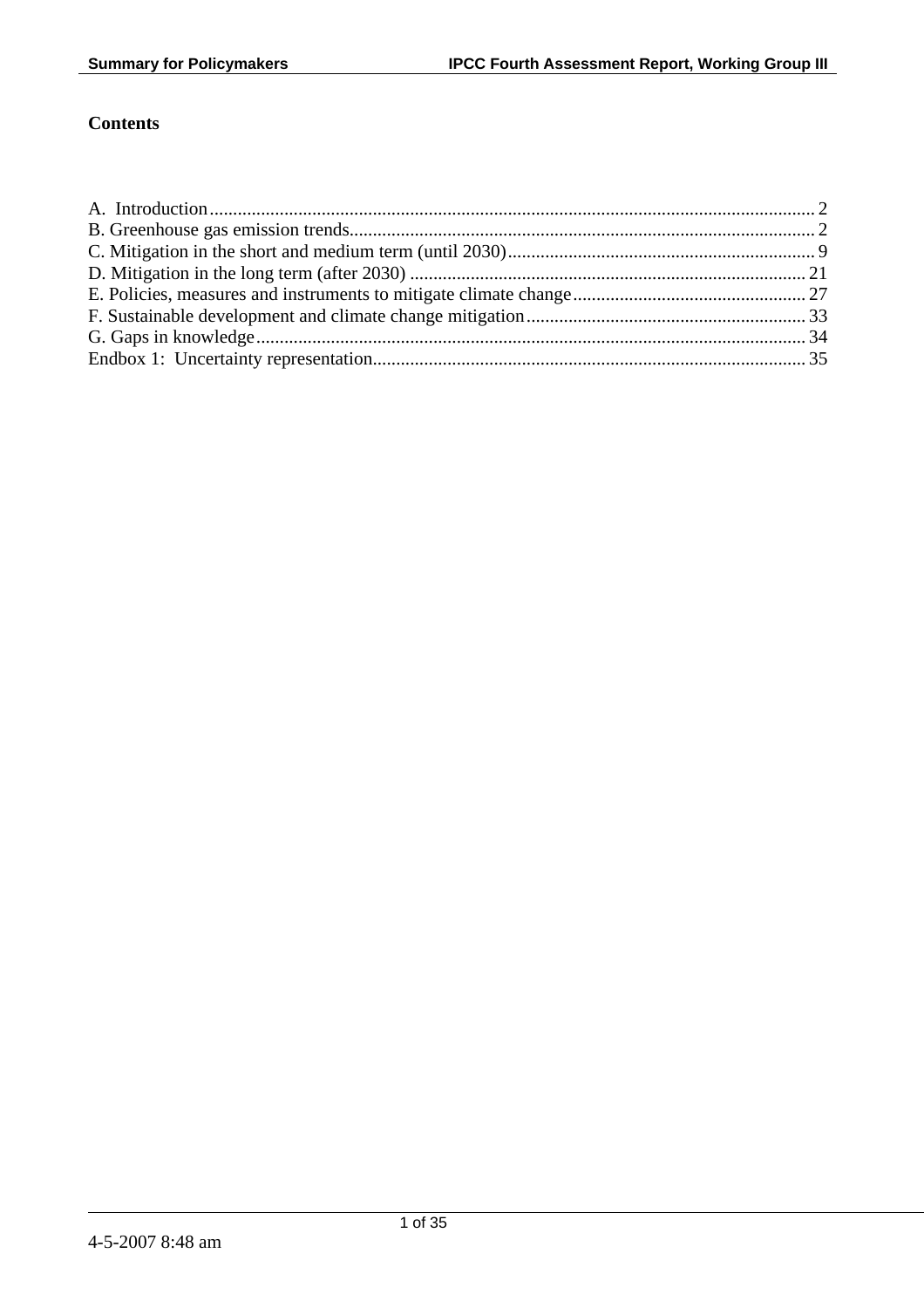## Contents

A. Introduction ........................................................................................................................ 2
B. Greenhouse gas emission trends........................................................................................ 2
C. Mitigation in the short and medium term (until 2030)...................................................... 9
D. Mitigation in the long term (after 2030) ......................................................................... 21
E. Policies, measures and instruments to mitigate climate change...................................... 27
F. Sustainable development and climate change mitigation............................................... 33
G. Gaps in knowledge.......................................................................................................... 34
Endbox 1: Uncertainty representation................................................................................. 35

4-5-2007 8:48 am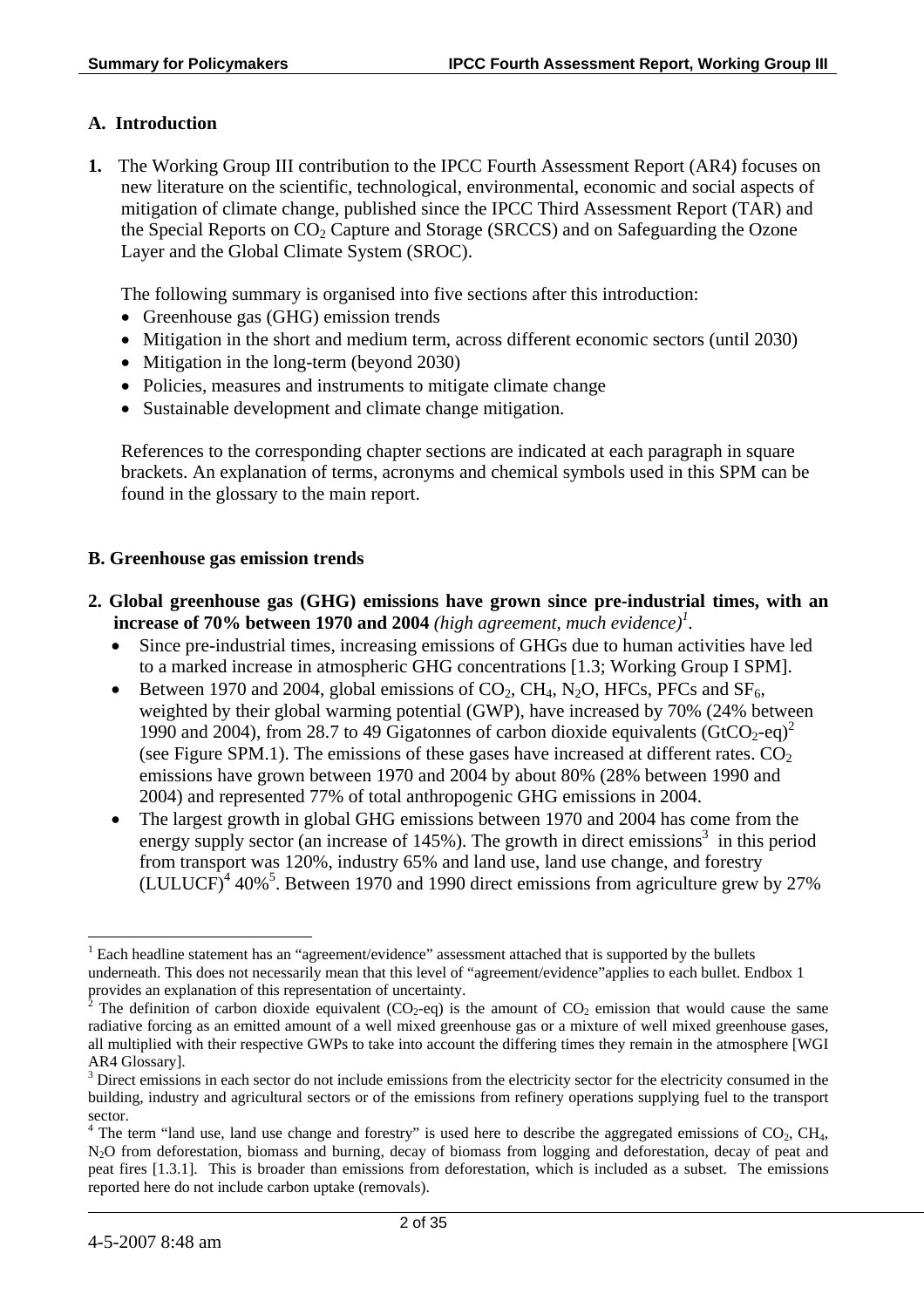## A. Introduction

**1.** The Working Group III contribution to the IPCC Fourth Assessment Report (AR4) focuses on new literature on the scientific, technological, environmental, economic and social aspects of mitigation of climate change, published since the IPCC Third Assessment Report (TAR) and the Special Reports on $CO_2$ Capture and Storage (SRCCS) and on Safeguarding the Ozone Layer and the Global Climate System (SROC).

The following summary is organised into five sections after this introduction:

- Greenhouse gas (GHG) emission trends
- Mitigation in the short and medium term, across different economic sectors (until 2030)
- Mitigation in the long-term (beyond 2030)
- Policies, measures and instruments to mitigate climate change
- Sustainable development and climate change mitigation.

References to the corresponding chapter sections are indicated at each paragraph in square brackets. An explanation of terms, acronyms and chemical symbols used in this SPM can be found in the glossary to the main report.

## B. Greenhouse gas emission trends

**2. Global greenhouse gas (GHG) emissions have grown since pre-industrial times, with an increase of 70% between 1970 and 2004** *(high agreement, much evidence)*[1].

- Since pre-industrial times, increasing emissions of GHGs due to human activities have led to a marked increase in atmospheric GHG concentrations [1.3; Working Group I SPM].
- Between 1970 and 2004, global emissions of $CO_2$, $CH_4$, $N_2O$, HFCs, PFCs and $SF_6$, weighted by their global warming potential (GWP), have increased by 70% (24% between 1990 and 2004), from 28.7 to 49 Gigatonnes of carbon dioxide equivalents ($GtCO_2$-eq)[2] (see Figure SPM.1). The emissions of these gases have increased at different rates. $CO_2$ emissions have grown between 1970 and 2004 by about 80% (28% between 1990 and 2004) and represented 77% of total anthropogenic GHG emissions in 2004.
- The largest growth in global GHG emissions between 1970 and 2004 has come from the energy supply sector (an increase of 145%). The growth in direct emissions[3] in this period from transport was 120%, industry 65% and land use, land use change, and forestry (LULUCF)[4] 40%[5]. Between 1970 and 1990 direct emissions from agriculture grew by 27%

---

[1] Each headline statement has an "agreement/evidence" assessment attached that is supported by the bullets underneath. This does not necessarily mean that this level of "agreement/evidence"applies to each bullet. Endbox 1 provides an explanation of this representation of uncertainty.

[2] The definition of carbon dioxide equivalent ($CO_2$-eq) is the amount of $CO_2$ emission that would cause the same radiative forcing as an emitted amount of a well mixed greenhouse gas or a mixture of well mixed greenhouse gases, all multiplied with their respective GWPs to take into account the differing times they remain in the atmosphere [WGI AR4 Glossary].

[3] Direct emissions in each sector do not include emissions from the electricity sector for the electricity consumed in the building, industry and agricultural sectors or of the emissions from refinery operations supplying fuel to the transport sector.

[4] The term "land use, land use change and forestry" is used here to describe the aggregated emissions of $CO_2$, $CH_4$, $N_2O$ from deforestation, biomass and burning, decay of biomass from logging and deforestation, decay of peat and peat fires [1.3.1]. This is broader than emissions from deforestation, which is included as a subset. The emissions reported here do not include carbon uptake (removals).

4-5-2007 8:48 am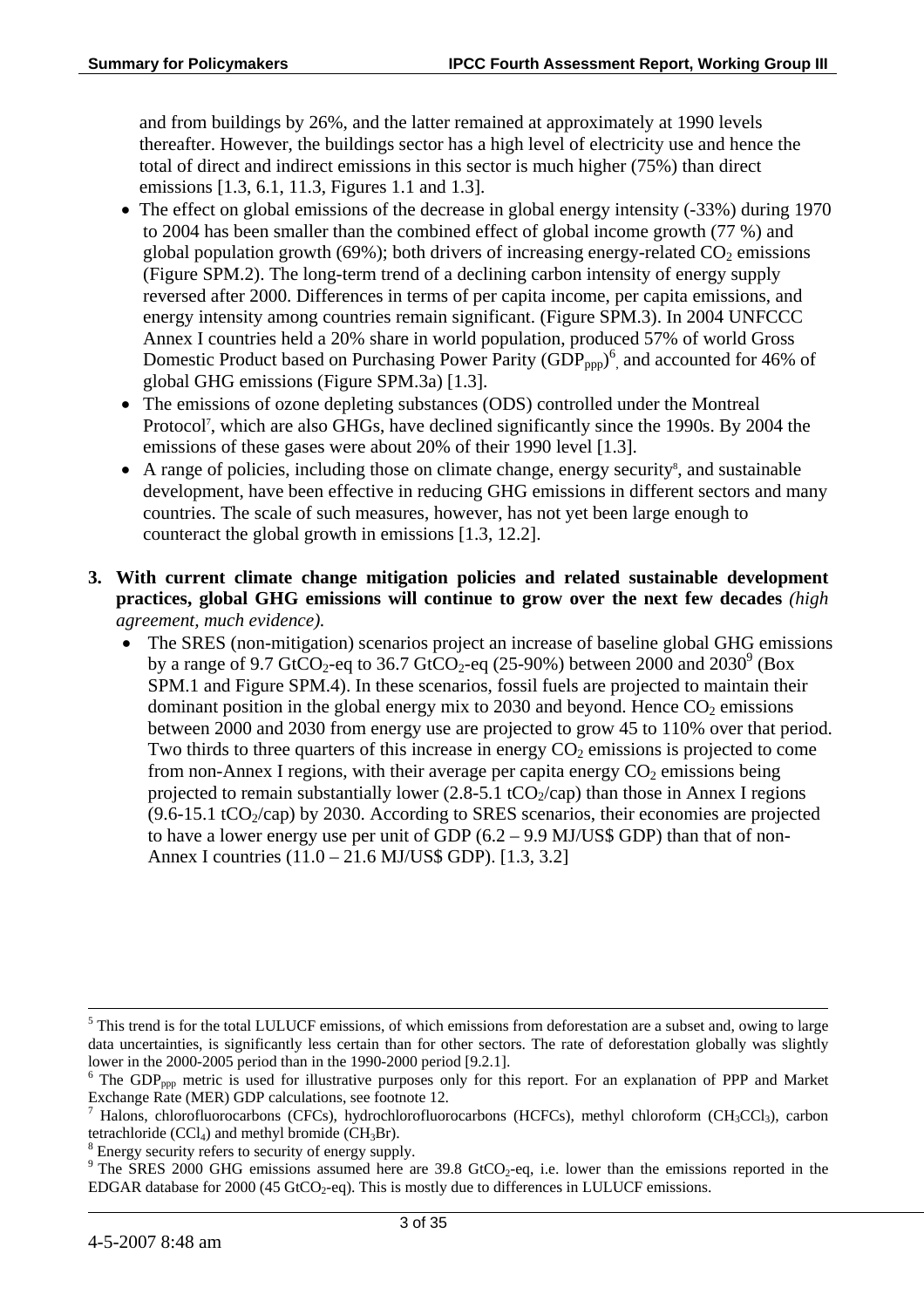and from buildings by 26%, and the latter remained at approximately at 1990 levels thereafter. However, the buildings sector has a high level of electricity use and hence the total of direct and indirect emissions in this sector is much higher (75%) than direct emissions [1.3, 6.1, 11.3, Figures 1.1 and 1.3].

- The effect on global emissions of the decrease in global energy intensity (-33%) during 1970 to 2004 has been smaller than the combined effect of global income growth (77 %) and global population growth (69%); both drivers of increasing energy-related $CO_2$ emissions (Figure SPM.2). The long-term trend of a declining carbon intensity of energy supply reversed after 2000. Differences in terms of per capita income, per capita emissions, and energy intensity among countries remain significant. (Figure SPM.3). In 2004 UNFCCC Annex I countries held a 20% share in world population, produced 57% of world Gross Domestic Product based on Purchasing Power Parity ($GDP_{ppp}$)[6], and accounted for 46% of global GHG emissions (Figure SPM.3a) [1.3].
- The emissions of ozone depleting substances (ODS) controlled under the Montreal Protocol[7], which are also GHGs, have declined significantly since the 1990s. By 2004 the emissions of these gases were about 20% of their 1990 level [1.3].
- A range of policies, including those on climate change, energy security[8], and sustainable development, have been effective in reducing GHG emissions in different sectors and many countries. The scale of such measures, however, has not yet been large enough to counteract the global growth in emissions [1.3, 12.2].

3. **With current climate change mitigation policies and related sustainable development practices, global GHG emissions will continue to grow over the next few decades** *(high agreement, much evidence).*
   - The SRES (non-mitigation) scenarios project an increase of baseline global GHG emissions by a range of 9.7 $GtCO_2$-eq to 36.7 $GtCO_2$-eq (25-90%) between 2000 and 2030[9] (Box SPM.1 and Figure SPM.4). In these scenarios, fossil fuels are projected to maintain their dominant position in the global energy mix to 2030 and beyond. Hence $CO_2$ emissions between 2000 and 2030 from energy use are projected to grow 45 to 110% over that period. Two thirds to three quarters of this increase in energy $CO_2$ emissions is projected to come from non-Annex I regions, with their average per capita energy $CO_2$ emissions being projected to remain substantially lower (2.8-5.1 $tCO_2$/cap) than those in Annex I regions (9.6-15.1 $tCO_2$/cap) by 2030. According to SRES scenarios, their economies are projected to have a lower energy use per unit of GDP (6.2 – 9.9 MJ/US$ GDP) than that of non-Annex I countries (11.0 – 21.6 MJ/US$ GDP). [1.3, 3.2]

---

[5] This trend is for the total LULUCF emissions, of which emissions from deforestation are a subset and, owing to large data uncertainties, is significantly less certain than for other sectors. The rate of deforestation globally was slightly lower in the 2000-2005 period than in the 1990-2000 period [9.2.1].

[6] The $GDP_{ppp}$ metric is used for illustrative purposes only for this report. For an explanation of PPP and Market Exchange Rate (MER) GDP calculations, see footnote 12.

[7] Halons, chlorofluorocarbons (CFCs), hydrochlorofluorocarbons (HCFCs), methyl chloroform ($CH_3CCl_3$), carbon tetrachloride ($CCl_4$) and methyl bromide ($CH_3Br$).

[8] Energy security refers to security of energy supply.

[9] The SRES 2000 GHG emissions assumed here are 39.8 $GtCO_2$-eq, i.e. lower than the emissions reported in the EDGAR database for 2000 (45 $GtCO_2$-eq). This is mostly due to differences in LULUCF emissions.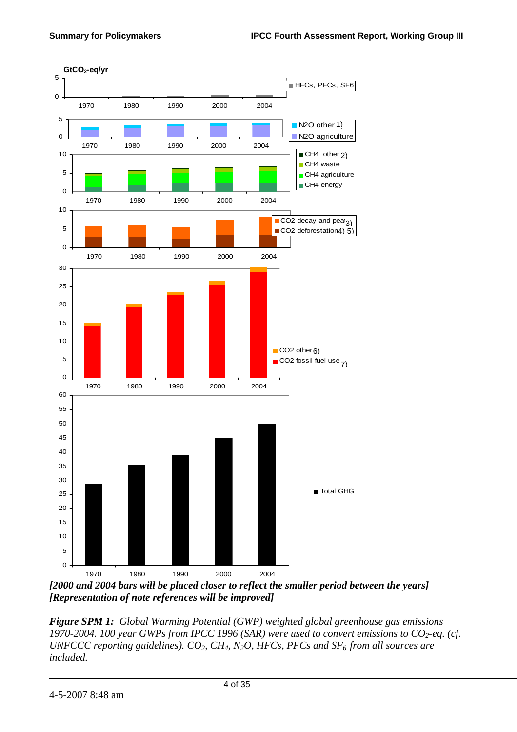GtCO$_2$-eq/yr

HFCs, PFCs, SF6

N2O other 1)
N2O agriculture

CH4 other 2)
CH4 waste
CH4 agriculture
CH4 energy

CO2 decay and peat 3)
CO2 deforestation 4) 5)

CO2 other 6)
CO2 fossil fuel use 7)

Total GHG

*[2000 and 2004 bars will be placed closer to reflect the smaller period between the years]*
*[Representation of note references will be improved]*

***Figure SPM 1:*** *Global Warming Potential (GWP) weighted global greenhouse gas emissions 1970-2004. 100 year GWPs from IPCC 1996 (SAR) were used to convert emissions to $CO_2$-eq. (cf. UNFCCC reporting guidelines). $CO_2$, $CH_4$, $N_2O$, HFCs, PFCs and $SF_6$ from all sources are included.*

4-5-2007 8:48 am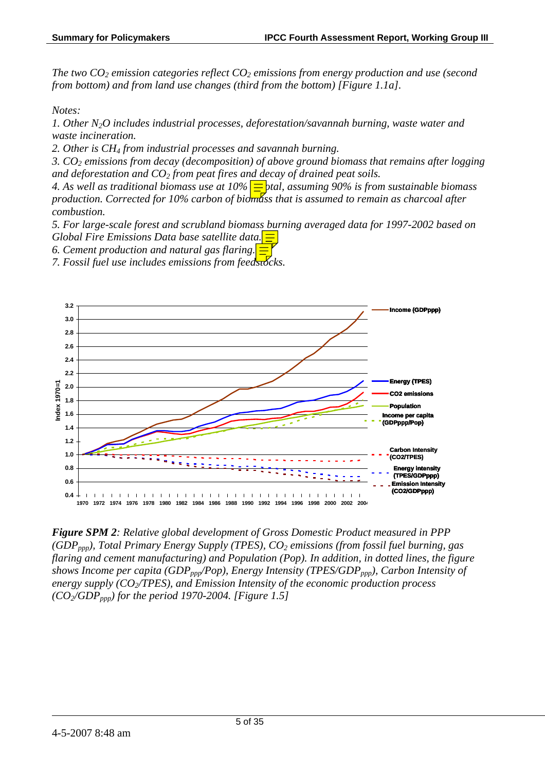*The two $CO_2$ emission categories reflect $CO_2$ emissions from energy production and use (second from bottom) and from land use changes (third from the bottom) [Figure 1.1a].*

*Notes:*

*1. Other $N_2O$ includes industrial processes, deforestation/savannah burning, waste water and waste incineration.*

*2. Other is $CH_4$ from industrial processes and savannah burning.*

*3. $CO_2$ emissions from decay (decomposition) of above ground biomass that remains after logging and deforestation and $CO_2$ from peat fires and decay of drained peat soils.*

*4. As well as traditional biomass use at 10% of total, assuming 90% is from sustainable biomass production. Corrected for 10% carbon of biomass that is assumed to remain as charcoal after combustion.*

*5. For large-scale forest and scrubland biomass burning averaged data for 1997-2002 based on Global Fire Emissions Data base satellite data.*

*6. Cement production and natural gas flaring.*

*7. Fossil fuel use includes emissions from feedstocks.*

***Figure SPM 2**: Relative global development of Gross Domestic Product measured in PPP ($GDP_{ppp}$), Total Primary Energy Supply (TPES), $CO_2$ emissions (from fossil fuel burning, gas flaring and cement manufacturing) and Population (Pop). In addition, in dotted lines, the figure shows Income per capita ($GDP_{ppp}$/Pop), Energy Intensity (TPES/$GDP_{ppp}$), Carbon Intensity of energy supply ($CO_2$/TPES), and Emission Intensity of the economic production process ($CO_2$/$GDP_{ppp}$) for the period 1970-2004. [Figure 1.5]*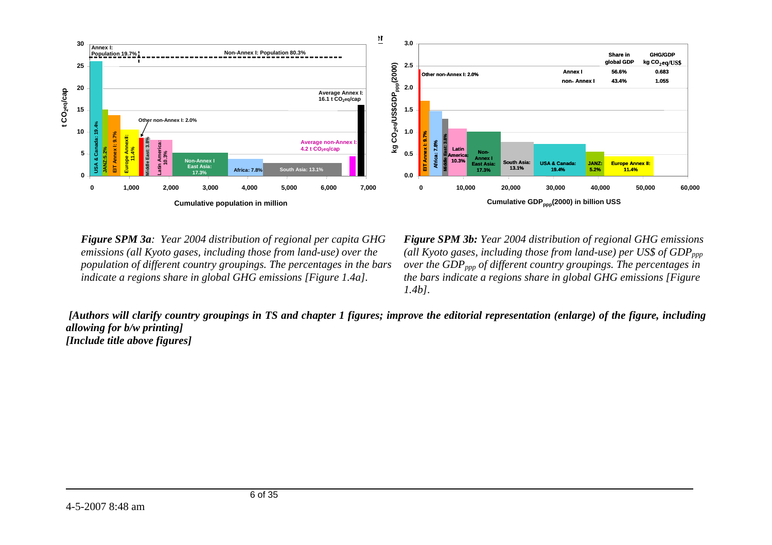*Figure SPM 3a: Year 2004 distribution of regional per capita GHG emissions (all Kyoto gases, including those from land-use) over the population of different country groupings. The percentages in the bars indicate a regions share in global GHG emissions [Figure 1.4a].*

*Figure SPM 3b: Year 2004 distribution of regional GHG emissions (all Kyoto gases, including those from land-use) per US$ of $GDP_{ppp}$ over the $GDP_{ppp}$ of different country groupings. The percentages in the bars indicate a regions share in global GHG emissions [Figure 1.4b].*

***[Authors will clarify country groupings in TS and chapter 1 figures; improve the editorial representation (enlarge) of the figure, including allowing for b/w printing]***
***[Include title above figures]***

4-5-2007 8:48 am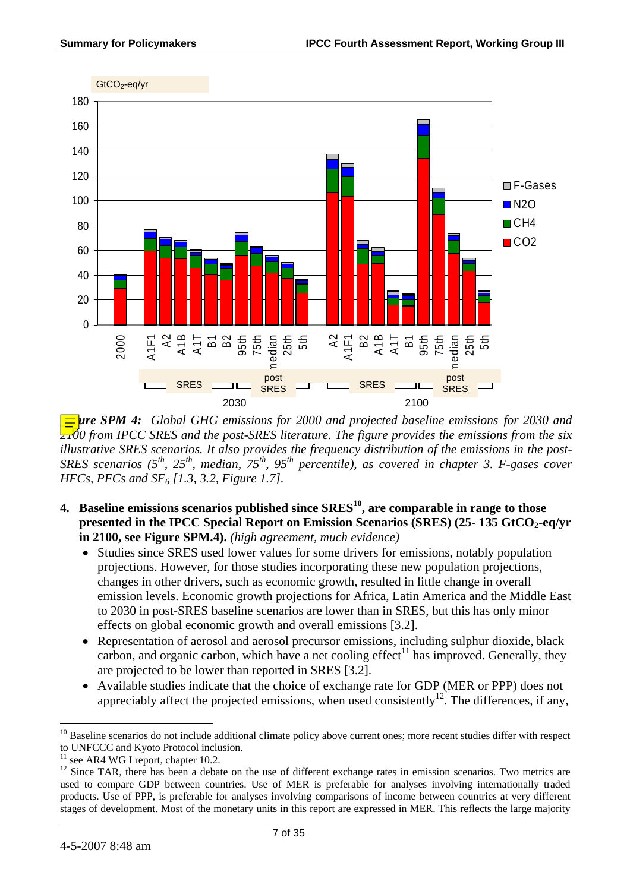*Figure SPM 4: Global GHG emissions for 2000 and projected baseline emissions for 2030 and 2100 from IPCC SRES and the post-SRES literature. The figure provides the emissions from the six illustrative SRES scenarios. It also provides the frequency distribution of the emissions in the post-SRES scenarios (5th, 25th, median, 75th, 95th percentile), as covered in chapter 3. F-gases cover HFCs, PFCs and $SF_6$ [1.3, 3.2, Figure 1.7].*

4. **Baseline emissions scenarios published since SRES[10], are comparable in range to those presented in the IPCC Special Report on Emission Scenarios (SRES) (25- 135 $GtCO_2$-eq/yr in 2100, see Figure SPM.4).** *(high agreement, much evidence)*
   - Studies since SRES used lower values for some drivers for emissions, notably population projections. However, for those studies incorporating these new population projections, changes in other drivers, such as economic growth, resulted in little change in overall emission levels. Economic growth projections for Africa, Latin America and the Middle East to 2030 in post-SRES baseline scenarios are lower than in SRES, but this has only minor effects on global economic growth and overall emissions [3.2].
   - Representation of aerosol and aerosol precursor emissions, including sulphur dioxide, black carbon, and organic carbon, which have a net cooling effect[11] has improved. Generally, they are projected to be lower than reported in SRES [3.2].
   - Available studies indicate that the choice of exchange rate for GDP (MER or PPP) does not appreciably affect the projected emissions, when used consistently[12]. The differences, if any,

---

[10] Baseline scenarios do not include additional climate policy above current ones; more recent studies differ with respect to UNFCCC and Kyoto Protocol inclusion.

[11] see AR4 WG I report, chapter 10.2.

[12] Since TAR, there has been a debate on the use of different exchange rates in emission scenarios. Two metrics are used to compare GDP between countries. Use of MER is preferable for analyses involving internationally traded products. Use of PPP, is preferable for analyses involving comparisons of income between countries at very different stages of development. Most of the monetary units in this report are expressed in MER. This reflects the large majority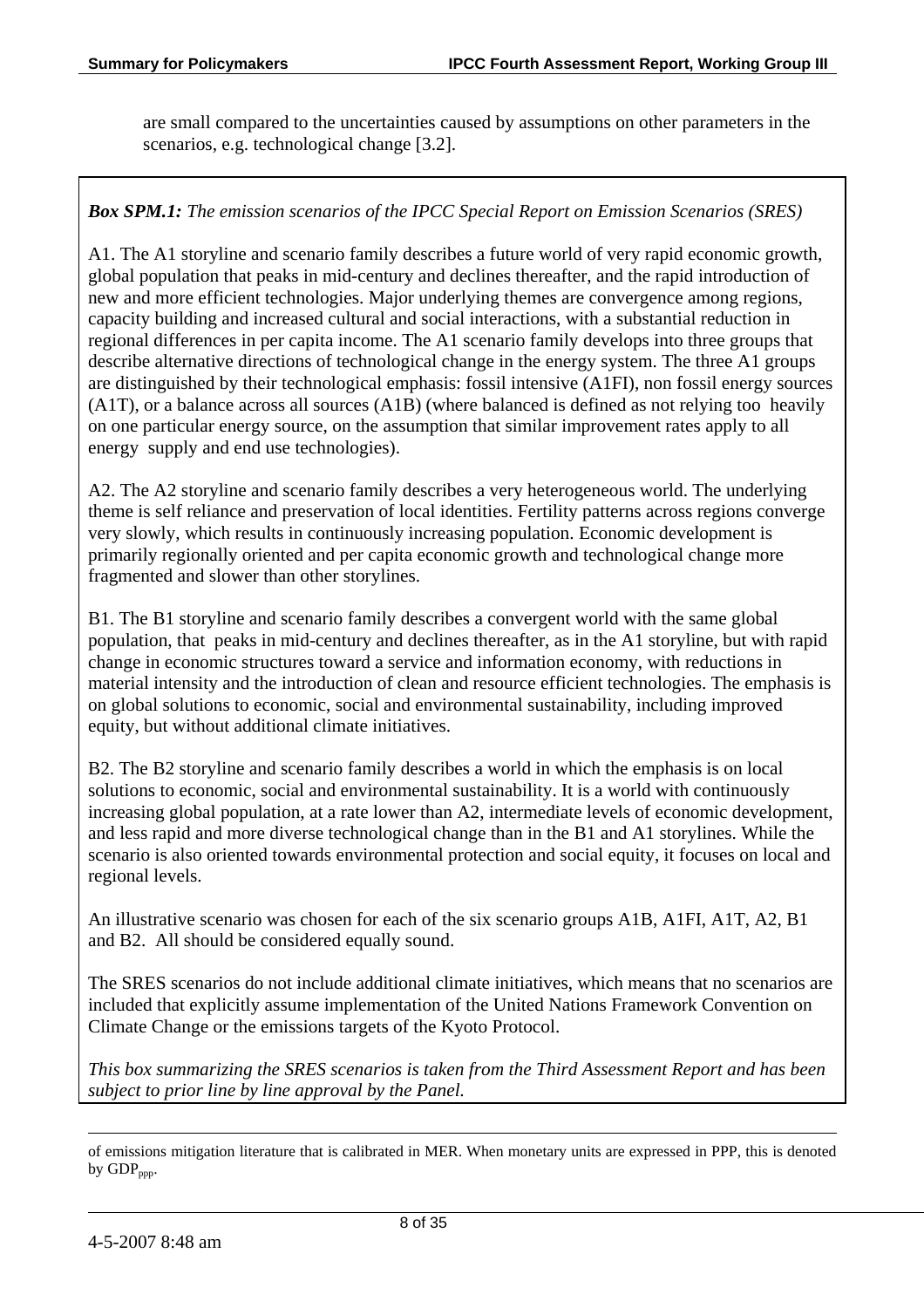are small compared to the uncertainties caused by assumptions on other parameters in the scenarios, e.g. technological change [3.2].

***Box SPM.1:*** *The emission scenarios of the IPCC Special Report on Emission Scenarios (SRES)*

A1. The A1 storyline and scenario family describes a future world of very rapid economic growth, global population that peaks in mid-century and declines thereafter, and the rapid introduction of new and more efficient technologies. Major underlying themes are convergence among regions, capacity building and increased cultural and social interactions, with a substantial reduction in regional differences in per capita income. The A1 scenario family develops into three groups that describe alternative directions of technological change in the energy system. The three A1 groups are distinguished by their technological emphasis: fossil intensive (A1FI), non fossil energy sources (A1T), or a balance across all sources (A1B) (where balanced is defined as not relying too heavily on one particular energy source, on the assumption that similar improvement rates apply to all energy supply and end use technologies).

A2. The A2 storyline and scenario family describes a very heterogeneous world. The underlying theme is self reliance and preservation of local identities. Fertility patterns across regions converge very slowly, which results in continuously increasing population. Economic development is primarily regionally oriented and per capita economic growth and technological change more fragmented and slower than other storylines.

B1. The B1 storyline and scenario family describes a convergent world with the same global population, that peaks in mid-century and declines thereafter, as in the A1 storyline, but with rapid change in economic structures toward a service and information economy, with reductions in material intensity and the introduction of clean and resource efficient technologies. The emphasis is on global solutions to economic, social and environmental sustainability, including improved equity, but without additional climate initiatives.

B2. The B2 storyline and scenario family describes a world in which the emphasis is on local solutions to economic, social and environmental sustainability. It is a world with continuously increasing global population, at a rate lower than A2, intermediate levels of economic development, and less rapid and more diverse technological change than in the B1 and A1 storylines. While the scenario is also oriented towards environmental protection and social equity, it focuses on local and regional levels.

An illustrative scenario was chosen for each of the six scenario groups A1B, A1FI, A1T, A2, B1 and B2. All should be considered equally sound.

The SRES scenarios do not include additional climate initiatives, which means that no scenarios are included that explicitly assume implementation of the United Nations Framework Convention on Climate Change or the emissions targets of the Kyoto Protocol.

*This box summarizing the SRES scenarios is taken from the Third Assessment Report and has been subject to prior line by line approval by the Panel.*

---

of emissions mitigation literature that is calibrated in MER. When monetary units are expressed in PPP, this is denoted by $GDP_{ppp}$.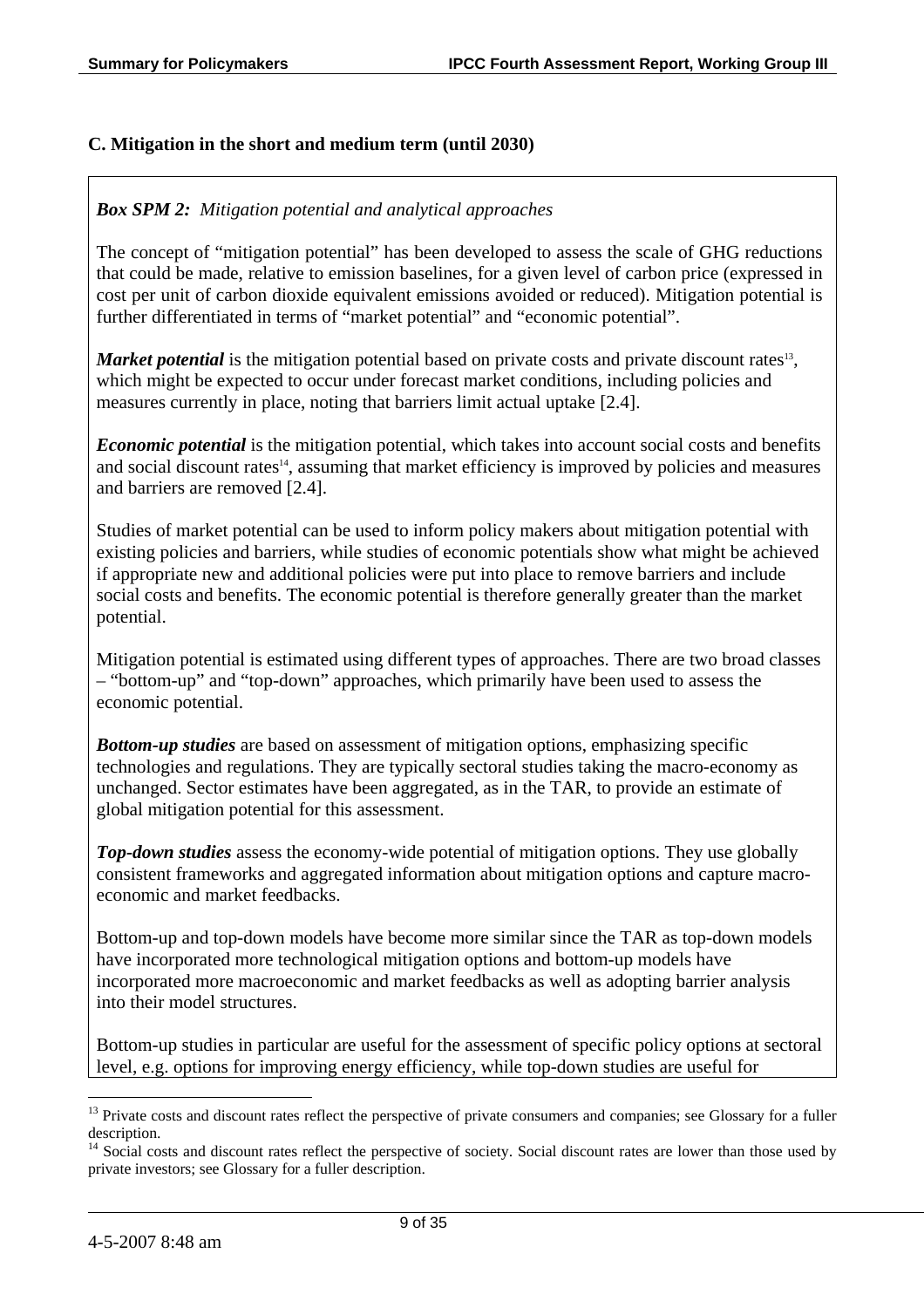## C. Mitigation in the short and medium term (until 2030)

***Box SPM 2:*** *Mitigation potential and analytical approaches*

The concept of "mitigation potential" has been developed to assess the scale of GHG reductions that could be made, relative to emission baselines, for a given level of carbon price (expressed in cost per unit of carbon dioxide equivalent emissions avoided or reduced). Mitigation potential is further differentiated in terms of "market potential" and "economic potential".

***Market potential*** is the mitigation potential based on private costs and private discount rates[13], which might be expected to occur under forecast market conditions, including policies and measures currently in place, noting that barriers limit actual uptake [2.4].

***Economic potential*** is the mitigation potential, which takes into account social costs and benefits and social discount rates[14], assuming that market efficiency is improved by policies and measures and barriers are removed [2.4].

Studies of market potential can be used to inform policy makers about mitigation potential with existing policies and barriers, while studies of economic potentials show what might be achieved if appropriate new and additional policies were put into place to remove barriers and include social costs and benefits. The economic potential is therefore generally greater than the market potential.

Mitigation potential is estimated using different types of approaches. There are two broad classes – "bottom-up" and "top-down" approaches, which primarily have been used to assess the economic potential.

***Bottom-up studies*** are based on assessment of mitigation options, emphasizing specific technologies and regulations. They are typically sectoral studies taking the macro-economy as unchanged. Sector estimates have been aggregated, as in the TAR, to provide an estimate of global mitigation potential for this assessment.

***Top-down studies*** assess the economy-wide potential of mitigation options. They use globally consistent frameworks and aggregated information about mitigation options and capture macro-economic and market feedbacks.

Bottom-up and top-down models have become more similar since the TAR as top-down models have incorporated more technological mitigation options and bottom-up models have incorporated more macroeconomic and market feedbacks as well as adopting barrier analysis into their model structures.

Bottom-up studies in particular are useful for the assessment of specific policy options at sectoral level, e.g. options for improving energy efficiency, while top-down studies are useful for

[13] Private costs and discount rates reflect the perspective of private consumers and companies; see Glossary for a fuller description.

[14] Social costs and discount rates reflect the perspective of society. Social discount rates are lower than those used by private investors; see Glossary for a fuller description.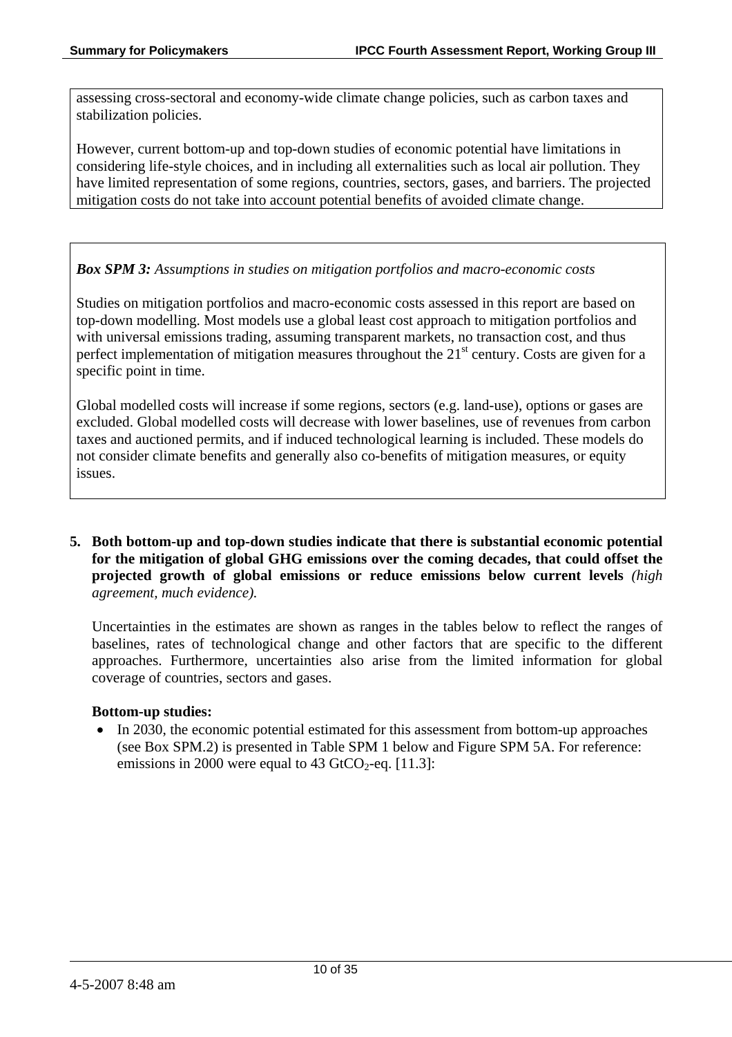assessing cross-sectoral and economy-wide climate change policies, such as carbon taxes and stabilization policies.

However, current bottom-up and top-down studies of economic potential have limitations in considering life-style choices, and in including all externalities such as local air pollution. They have limited representation of some regions, countries, sectors, gases, and barriers. The projected mitigation costs do not take into account potential benefits of avoided climate change.

***Box SPM 3:*** *Assumptions in studies on mitigation portfolios and macro-economic costs*

Studies on mitigation portfolios and macro-economic costs assessed in this report are based on top-down modelling. Most models use a global least cost approach to mitigation portfolios and with universal emissions trading, assuming transparent markets, no transaction cost, and thus perfect implementation of mitigation measures throughout the $21^{st}$ century. Costs are given for a specific point in time.

Global modelled costs will increase if some regions, sectors (e.g. land-use), options or gases are excluded. Global modelled costs will decrease with lower baselines, use of revenues from carbon taxes and auctioned permits, and if induced technological learning is included. These models do not consider climate benefits and generally also co-benefits of mitigation measures, or equity issues.

5. **Both bottom-up and top-down studies indicate that there is substantial economic potential for the mitigation of global GHG emissions over the coming decades, that could offset the projected growth of global emissions or reduce emissions below current levels** *(high agreement, much evidence).*

   Uncertainties in the estimates are shown as ranges in the tables below to reflect the ranges of baselines, rates of technological change and other factors that are specific to the different approaches. Furthermore, uncertainties also arise from the limited information for global coverage of countries, sectors and gases.

   **Bottom-up studies:**

   - In 2030, the economic potential estimated for this assessment from bottom-up approaches (see Box SPM.2) is presented in Table SPM 1 below and Figure SPM 5A. For reference: emissions in 2000 were equal to 43 $GtCO_2$-eq. [11.3]: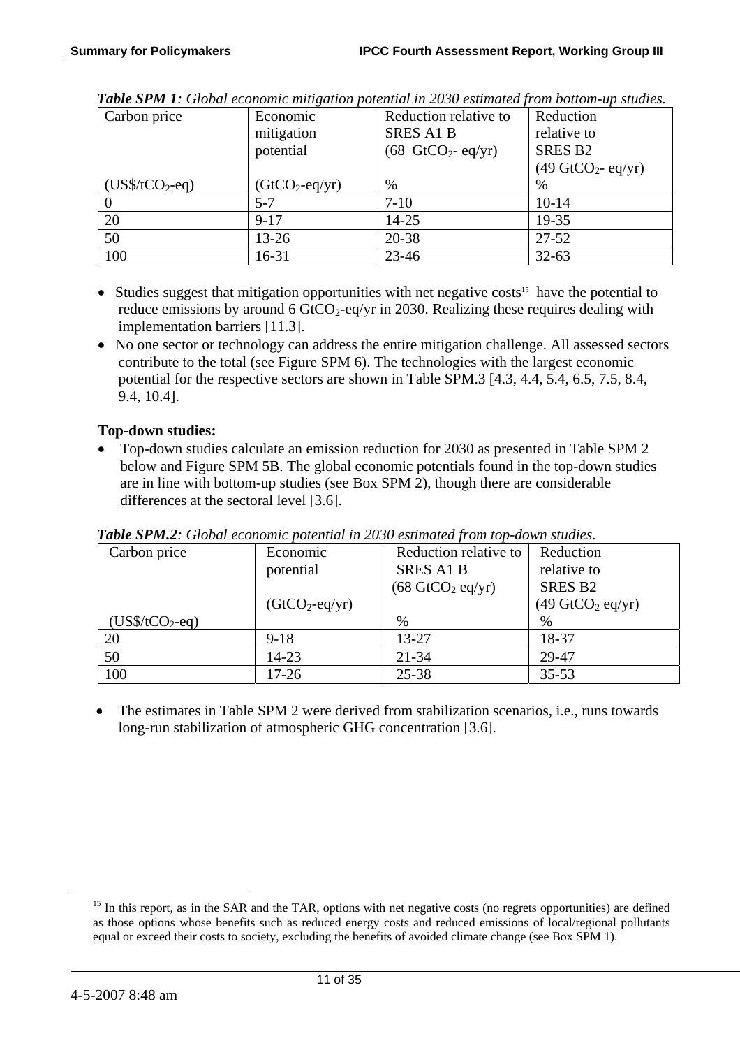***Table SPM 1**: Global economic mitigation potential in 2030 estimated from bottom-up studies.*

| Carbon price (US$/t$CO_2$-eq) | Economic mitigation potential ($GtCO_2$-eq/yr) | Reduction relative to SRES A1 B (68 $GtCO_2$- eq/yr) % | Reduction relative to SRES B2 (49 $GtCO_2$- eq/yr) % |
|---|---|---|---|
| 0 | 5-7 | 7-10 | 10-14 |
| 20 | 9-17 | 14-25 | 19-35 |
| 50 | 13-26 | 20-38 | 27-52 |
| 100 | 16-31 | 23-46 | 32-63 |

- Studies suggest that mitigation opportunities with net negative costs[15] have the potential to reduce emissions by around 6 $GtCO_2$-eq/yr in 2030. Realizing these requires dealing with implementation barriers [11.3].
- No one sector or technology can address the entire mitigation challenge. All assessed sectors contribute to the total (see Figure SPM 6). The technologies with the largest economic potential for the respective sectors are shown in Table SPM.3 [4.3, 4.4, 5.4, 6.5, 7.5, 8.4, 9.4, 10.4].

**Top-down studies:**

- Top-down studies calculate an emission reduction for 2030 as presented in Table SPM 2 below and Figure SPM 5B. The global economic potentials found in the top-down studies are in line with bottom-up studies (see Box SPM 2), though there are considerable differences at the sectoral level [3.6].

***Table SPM.2**: Global economic potential in 2030 estimated from top-down studies.*

| Carbon price (US$/t$CO_2$-eq) | Economic potential ($GtCO_2$-eq/yr) | Reduction relative to SRES A1 B (68 $GtCO_2$ eq/yr) % | Reduction relative to SRES B2 (49 $GtCO_2$ eq/yr) % |
|---|---|---|---|
| 20 | 9-18 | 13-27 | 18-37 |
| 50 | 14-23 | 21-34 | 29-47 |
| 100 | 17-26 | 25-38 | 35-53 |

- The estimates in Table SPM 2 were derived from stabilization scenarios, i.e., runs towards long-run stabilization of atmospheric GHG concentration [3.6].

[15] In this report, as in the SAR and the TAR, options with net negative costs (no regrets opportunities) are defined as those options whose benefits such as reduced energy costs and reduced emissions of local/regional pollutants equal or exceed their costs to society, excluding the benefits of avoided climate change (see Box SPM 1).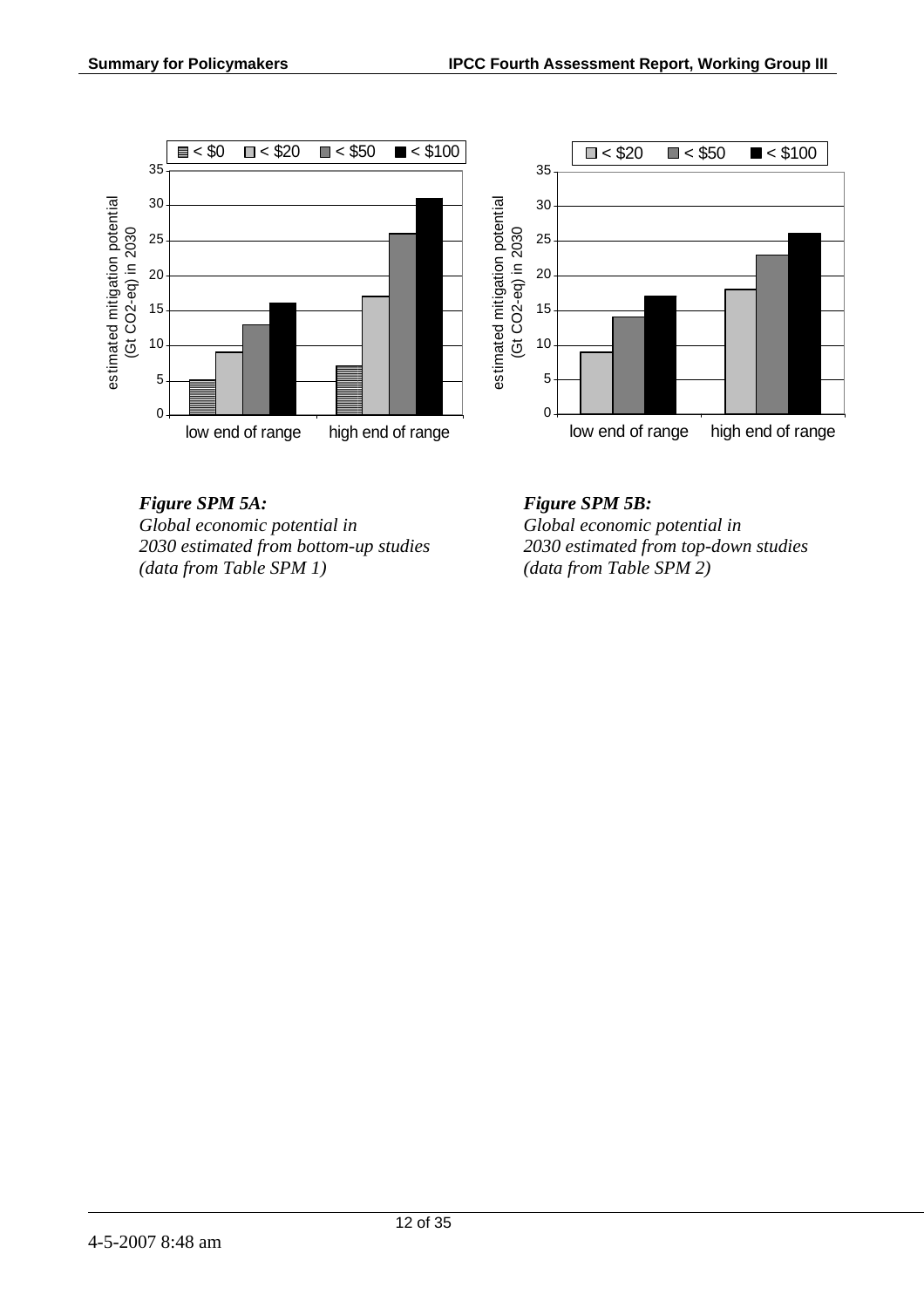***Figure SPM 5A:***
*Global economic potential in 2030 estimated from bottom-up studies (data from Table SPM 1)*

***Figure SPM 5B:***
*Global economic potential in 2030 estimated from top-down studies (data from Table SPM 2)*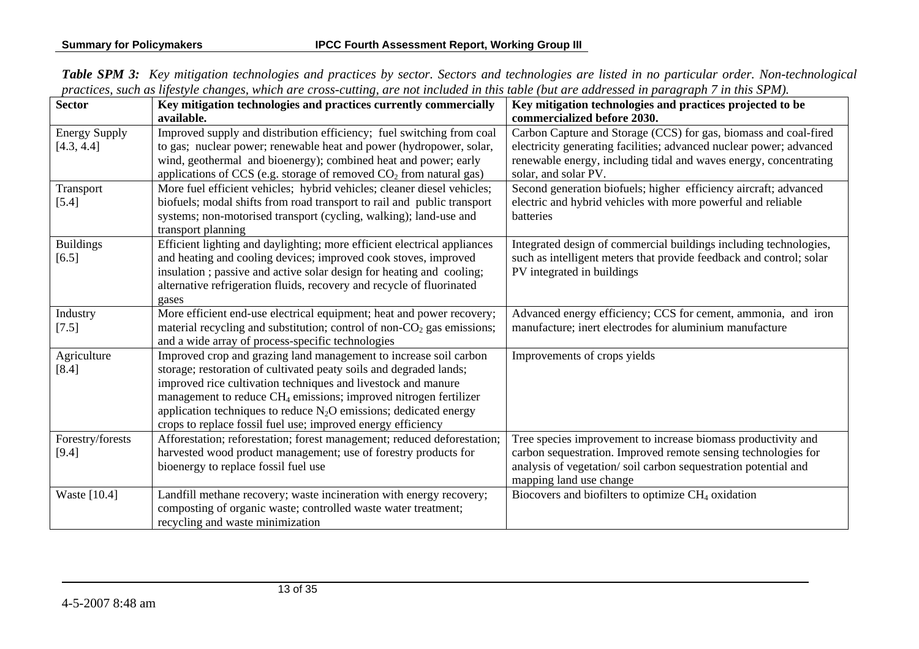***Table SPM 3:** Key mitigation technologies and practices by sector. Sectors and technologies are listed in no particular order. Non-technological practices, such as lifestyle changes, which are cross-cutting, are not included in this table (but are addressed in paragraph 7 in this SPM).*

| **Sector** | **Key mitigation technologies and practices currently commercially available.** | **Key mitigation technologies and practices projected to be commercialized before 2030.** |
|---|---|---|
| Energy Supply [4.3, 4.4] | Improved supply and distribution efficiency; fuel switching from coal to gas; nuclear power; renewable heat and power (hydropower, solar, wind, geothermal and bioenergy); combined heat and power; early applications of CCS (e.g. storage of removed $CO_2$ from natural gas) | Carbon Capture and Storage (CCS) for gas, biomass and coal-fired electricity generating facilities; advanced nuclear power; advanced renewable energy, including tidal and waves energy, concentrating solar, and solar PV. |
| Transport [5.4] | More fuel efficient vehicles; hybrid vehicles; cleaner diesel vehicles; biofuels; modal shifts from road transport to rail and public transport systems; non-motorised transport (cycling, walking); land-use and transport planning | Second generation biofuels; higher efficiency aircraft; advanced electric and hybrid vehicles with more powerful and reliable batteries |
| Buildings [6.5] | Efficient lighting and daylighting; more efficient electrical appliances and heating and cooling devices; improved cook stoves, improved insulation ; passive and active solar design for heating and cooling; alternative refrigeration fluids, recovery and recycle of fluorinated gases | Integrated design of commercial buildings including technologies, such as intelligent meters that provide feedback and control; solar PV integrated in buildings |
| Industry [7.5] | More efficient end-use electrical equipment; heat and power recovery; material recycling and substitution; control of non-$CO_2$ gas emissions; and a wide array of process-specific technologies | Advanced energy efficiency; CCS for cement, ammonia, and iron manufacture; inert electrodes for aluminium manufacture |
| Agriculture [8.4] | Improved crop and grazing land management to increase soil carbon storage; restoration of cultivated peaty soils and degraded lands; improved rice cultivation techniques and livestock and manure management to reduce $CH_4$ emissions; improved nitrogen fertilizer application techniques to reduce $N_2O$ emissions; dedicated energy crops to replace fossil fuel use; improved energy efficiency | Improvements of crops yields |
| Forestry/forests [9.4] | Afforestation; reforestation; forest management; reduced deforestation; harvested wood product management; use of forestry products for bioenergy to replace fossil fuel use | Tree species improvement to increase biomass productivity and carbon sequestration. Improved remote sensing technologies for analysis of vegetation/ soil carbon sequestration potential and mapping land use change |
| Waste [10.4] | Landfill methane recovery; waste incineration with energy recovery; composting of organic waste; controlled waste water treatment; recycling and waste minimization | Biocovers and biofilters to optimize $CH_4$ oxidation |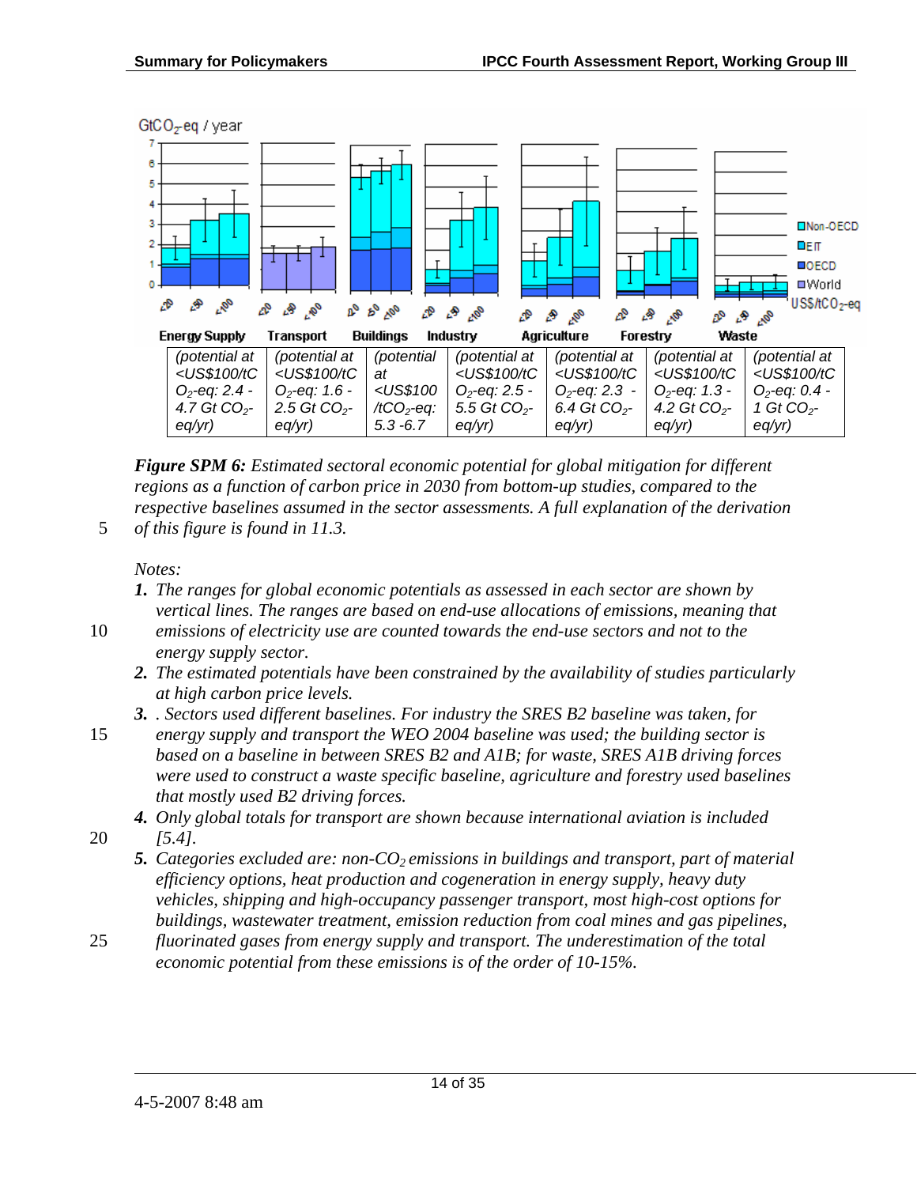| (potential at <US$100/t$CO_2$-eq: 2.4 - 4.7 Gt $CO_2$-eq/yr) | (potential at <US$100/t$CO_2$-eq: 1.6 - 2.5 Gt $CO_2$-eq/yr) | (potential at <US$100 /t$CO_2$-eq: 5.3 -6.7 | (potential at <US$100/t$CO_2$-eq: 2.5 - 5.5 Gt $CO_2$-eq/yr) | (potential at <US$100/t$CO_2$-eq: 2.3 - 6.4 Gt $CO_2$-eq/yr) | (potential at <US$100/t$CO_2$-eq: 1.3 - 4.2 Gt $CO_2$-eq/yr) | (potential at <US$100/t$CO_2$-eq: 0.4 - 1 Gt $CO_2$-eq/yr) |
|---|---|---|---|---|---|---|

***Figure SPM 6:*** *Estimated sectoral economic potential for global mitigation for different regions as a function of carbon price in 2030 from bottom-up studies, compared to the respective baselines assumed in the sector assessments. A full explanation of the derivation of this figure is found in 11.3.*

*Notes:*

1. *The ranges for global economic potentials as assessed in each sector are shown by vertical lines. The ranges are based on end-use allocations of emissions, meaning that emissions of electricity use are counted towards the end-use sectors and not to the energy supply sector.*
2. *The estimated potentials have been constrained by the availability of studies particularly at high carbon price levels.*
3. *. Sectors used different baselines. For industry the SRES B2 baseline was taken, for energy supply and transport the WEO 2004 baseline was used; the building sector is based on a baseline in between SRES B2 and A1B; for waste, SRES A1B driving forces were used to construct a waste specific baseline, agriculture and forestry used baselines that mostly used B2 driving forces.*
4. *Only global totals for transport are shown because international aviation is included [5.4].*
5. *Categories excluded are: non-$CO_2$ emissions in buildings and transport, part of material efficiency options, heat production and cogeneration in energy supply, heavy duty vehicles, shipping and high-occupancy passenger transport, most high-cost options for buildings, wastewater treatment, emission reduction from coal mines and gas pipelines, fluorinated gases from energy supply and transport. The underestimation of the total economic potential from these emissions is of the order of 10-15%.*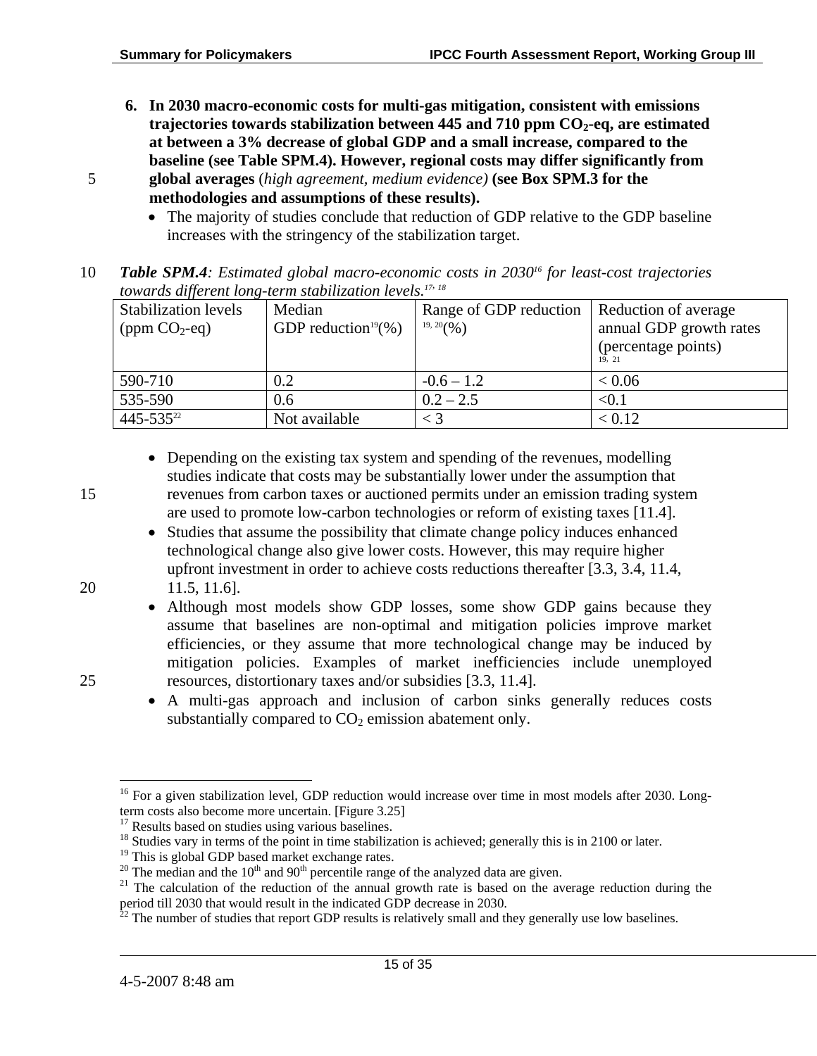6. **In 2030 macro-economic costs for multi-gas mitigation, consistent with emissions trajectories towards stabilization between 445 and 710 ppm $CO_2$-eq, are estimated at between a 3% decrease of global GDP and a small increase, compared to the baseline (see Table SPM.4). However, regional costs may differ significantly from global averages** (*high agreement, medium evidence)* **(see Box SPM.3 for the methodologies and assumptions of these results).**
   - The majority of studies conclude that reduction of GDP relative to the GDP baseline increases with the stringency of the stabilization target.

***Table SPM.4****: Estimated global macro-economic costs in 2030*[16] *for least-cost trajectories towards different long-term stabilization levels.*[17, 18]

| Stabilization levels (ppm $CO_2$-eq) | Median GDP reduction[19] (%) | Range of GDP reduction [19, 20] (%) | Reduction of average annual GDP growth rates (percentage points) [19, 21] |
|---|---|---|---|
| 590-710 | 0.2 | -0.6 – 1.2 | < 0.06 |
| 535-590 | 0.6 | 0.2 – 2.5 | <0.1 |
| 445-535[22] | Not available | < 3 | < 0.12 |

- Depending on the existing tax system and spending of the revenues, modelling studies indicate that costs may be substantially lower under the assumption that revenues from carbon taxes or auctioned permits under an emission trading system are used to promote low-carbon technologies or reform of existing taxes [11.4].
- Studies that assume the possibility that climate change policy induces enhanced technological change also give lower costs. However, this may require higher upfront investment in order to achieve costs reductions thereafter [3.3, 3.4, 11.4, 11.5, 11.6].
- Although most models show GDP losses, some show GDP gains because they assume that baselines are non-optimal and mitigation policies improve market efficiencies, or they assume that more technological change may be induced by mitigation policies. Examples of market inefficiencies include unemployed resources, distortionary taxes and/or subsidies [3.3, 11.4].
- A multi-gas approach and inclusion of carbon sinks generally reduces costs substantially compared to $CO_2$ emission abatement only.

---

[16] For a given stabilization level, GDP reduction would increase over time in most models after 2030. Long-term costs also become more uncertain. [Figure 3.25]

[17] Results based on studies using various baselines.

[18] Studies vary in terms of the point in time stabilization is achieved; generally this is in 2100 or later.

[19] This is global GDP based market exchange rates.

[20] The median and the 10th and 90th percentile range of the analyzed data are given.

[21] The calculation of the reduction of the annual growth rate is based on the average reduction during the period till 2030 that would result in the indicated GDP decrease in 2030.

[22] The number of studies that report GDP results is relatively small and they generally use low baselines.

4-5-2007 8:48 am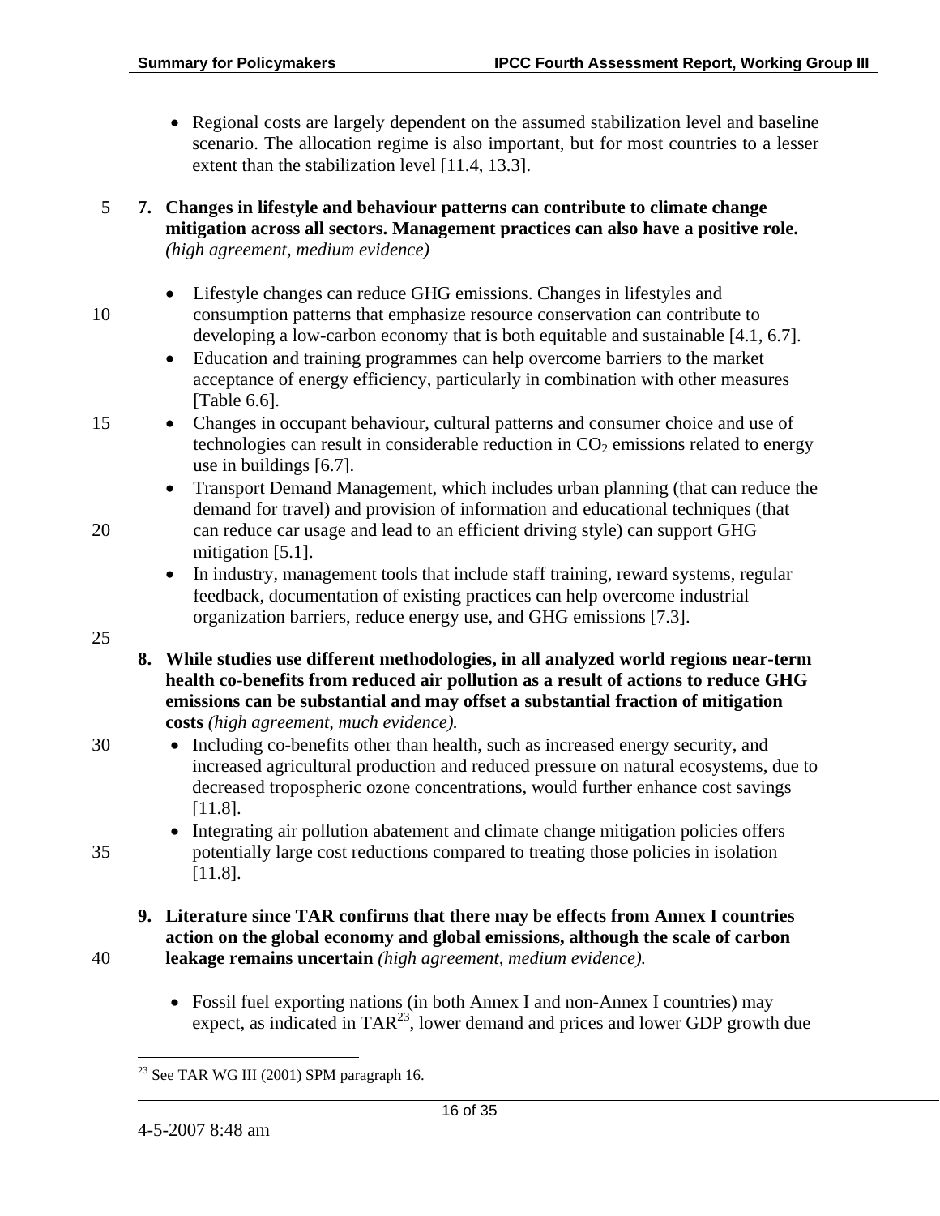- Regional costs are largely dependent on the assumed stabilization level and baseline scenario. The allocation regime is also important, but for most countries to a lesser extent than the stabilization level [11.4, 13.3].

7. **Changes in lifestyle and behaviour patterns can contribute to climate change mitigation across all sectors. Management practices can also have a positive role.** *(high agreement, medium evidence)*

   - Lifestyle changes can reduce GHG emissions. Changes in lifestyles and consumption patterns that emphasize resource conservation can contribute to developing a low-carbon economy that is both equitable and sustainable [4.1, 6.7].
   - Education and training programmes can help overcome barriers to the market acceptance of energy efficiency, particularly in combination with other measures [Table 6.6].
   - Changes in occupant behaviour, cultural patterns and consumer choice and use of technologies can result in considerable reduction in $CO_2$ emissions related to energy use in buildings [6.7].
   - Transport Demand Management, which includes urban planning (that can reduce the demand for travel) and provision of information and educational techniques (that can reduce car usage and lead to an efficient driving style) can support GHG mitigation [5.1].
   - In industry, management tools that include staff training, reward systems, regular feedback, documentation of existing practices can help overcome industrial organization barriers, reduce energy use, and GHG emissions [7.3].

8. **While studies use different methodologies, in all analyzed world regions near-term health co-benefits from reduced air pollution as a result of actions to reduce GHG emissions can be substantial and may offset a substantial fraction of mitigation costs** *(high agreement, much evidence).*
   - Including co-benefits other than health, such as increased energy security, and increased agricultural production and reduced pressure on natural ecosystems, due to decreased tropospheric ozone concentrations, would further enhance cost savings [11.8].
   - Integrating air pollution abatement and climate change mitigation policies offers potentially large cost reductions compared to treating those policies in isolation [11.8].

9. **Literature since TAR confirms that there may be effects from Annex I countries action on the global economy and global emissions, although the scale of carbon leakage remains uncertain** *(high agreement, medium evidence).*

   - Fossil fuel exporting nations (in both Annex I and non-Annex I countries) may expect, as indicated in TAR[23], lower demand and prices and lower GDP growth due

---

[23] See TAR WG III (2001) SPM paragraph 16.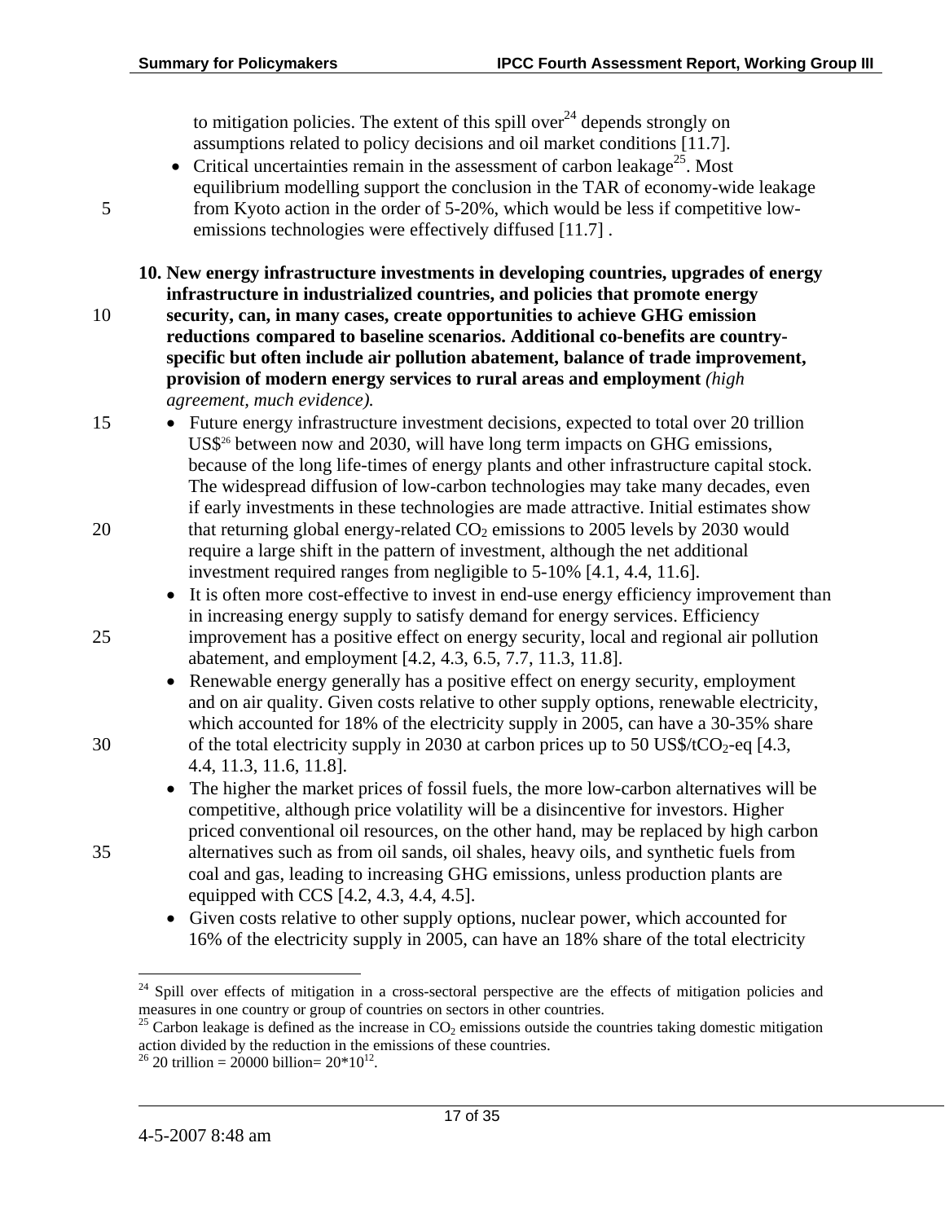to mitigation policies. The extent of this spill over[24] depends strongly on assumptions related to policy decisions and oil market conditions [11.7].

- Critical uncertainties remain in the assessment of carbon leakage[25]. Most equilibrium modelling support the conclusion in the TAR of economy-wide leakage from Kyoto action in the order of 5-20%, which would be less if competitive low-emissions technologies were effectively diffused [11.7] .

**10. New energy infrastructure investments in developing countries, upgrades of energy infrastructure in industrialized countries, and policies that promote energy security, can, in many cases, create opportunities to achieve GHG emission reductions compared to baseline scenarios. Additional co-benefits are country-specific but often include air pollution abatement, balance of trade improvement, provision of modern energy services to rural areas and employment** *(high agreement, much evidence).*

- Future energy infrastructure investment decisions, expected to total over 20 trillion US$[26] between now and 2030, will have long term impacts on GHG emissions, because of the long life-times of energy plants and other infrastructure capital stock. The widespread diffusion of low-carbon technologies may take many decades, even if early investments in these technologies are made attractive. Initial estimates show that returning global energy-related $CO_2$ emissions to 2005 levels by 2030 would require a large shift in the pattern of investment, although the net additional investment required ranges from negligible to 5-10% [4.1, 4.4, 11.6].
- It is often more cost-effective to invest in end-use energy efficiency improvement than in increasing energy supply to satisfy demand for energy services. Efficiency improvement has a positive effect on energy security, local and regional air pollution abatement, and employment [4.2, 4.3, 6.5, 7.7, 11.3, 11.8].
- Renewable energy generally has a positive effect on energy security, employment and on air quality. Given costs relative to other supply options, renewable electricity, which accounted for 18% of the electricity supply in 2005, can have a 30-35% share of the total electricity supply in 2030 at carbon prices up to 50 US$/t$CO_2$-eq [4.3, 4.4, 11.3, 11.6, 11.8].
- The higher the market prices of fossil fuels, the more low-carbon alternatives will be competitive, although price volatility will be a disincentive for investors. Higher priced conventional oil resources, on the other hand, may be replaced by high carbon alternatives such as from oil sands, oil shales, heavy oils, and synthetic fuels from coal and gas, leading to increasing GHG emissions, unless production plants are equipped with CCS [4.2, 4.3, 4.4, 4.5].
- Given costs relative to other supply options, nuclear power, which accounted for 16% of the electricity supply in 2005, can have an 18% share of the total electricity

---

[24] Spill over effects of mitigation in a cross-sectoral perspective are the effects of mitigation policies and measures in one country or group of countries on sectors in other countries.

[25] Carbon leakage is defined as the increase in $CO_2$ emissions outside the countries taking domestic mitigation action divided by the reduction in the emissions of these countries.

[26] 20 trillion = 20000 billion= $20*10^{12}$.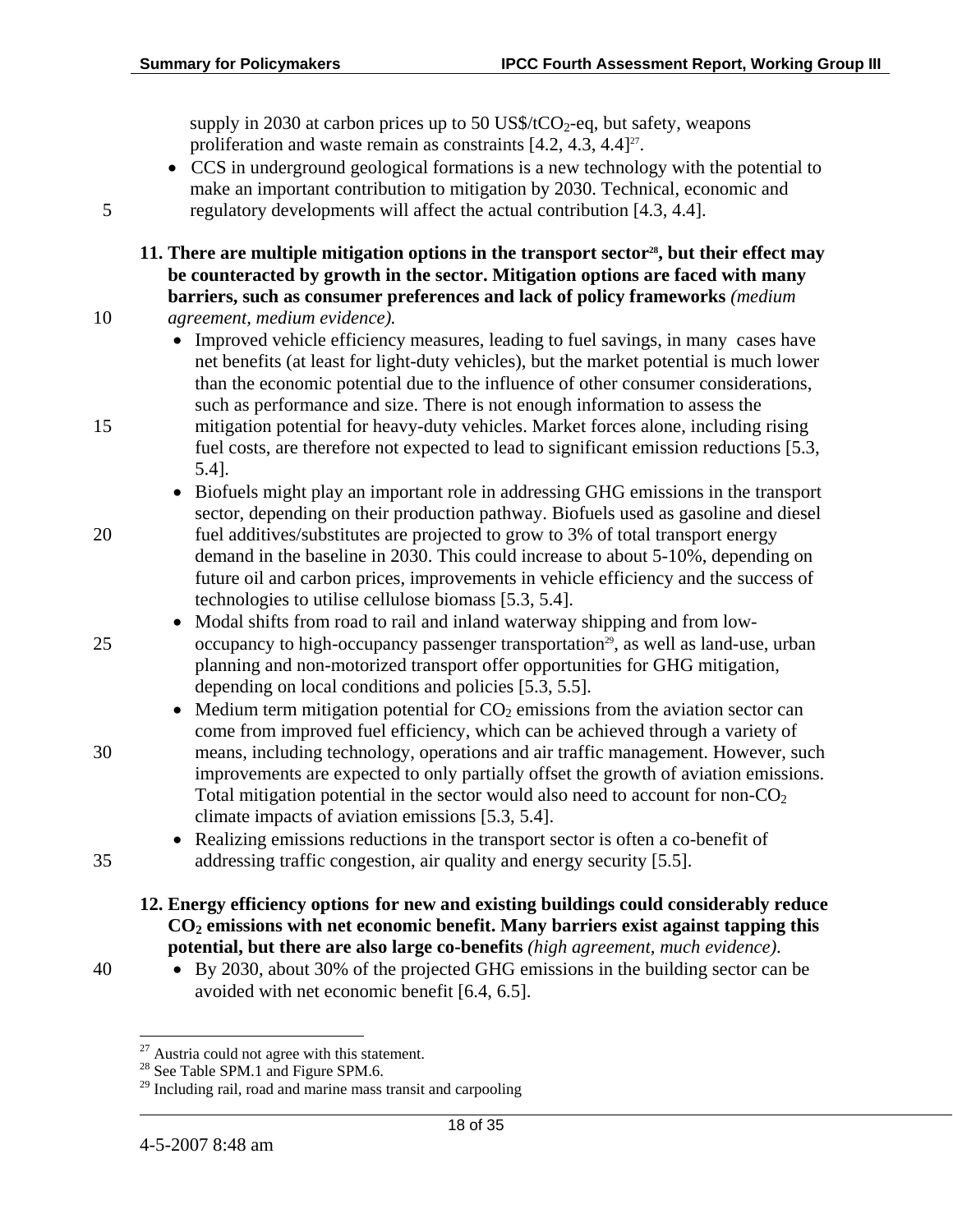supply in 2030 at carbon prices up to 50 US$/t$CO_2$-eq, but safety, weapons proliferation and waste remain as constraints [4.2, 4.3, 4.4][27].

- CCS in underground geological formations is a new technology with the potential to make an important contribution to mitigation by 2030. Technical, economic and regulatory developments will affect the actual contribution [4.3, 4.4].

**11. There are multiple mitigation options in the transport sector[28], but their effect may be counteracted by growth in the sector. Mitigation options are faced with many barriers, such as consumer preferences and lack of policy frameworks** *(medium agreement, medium evidence).*

- Improved vehicle efficiency measures, leading to fuel savings, in many cases have net benefits (at least for light-duty vehicles), but the market potential is much lower than the economic potential due to the influence of other consumer considerations, such as performance and size. There is not enough information to assess the mitigation potential for heavy-duty vehicles. Market forces alone, including rising fuel costs, are therefore not expected to lead to significant emission reductions [5.3, 5.4].
- Biofuels might play an important role in addressing GHG emissions in the transport sector, depending on their production pathway. Biofuels used as gasoline and diesel fuel additives/substitutes are projected to grow to 3% of total transport energy demand in the baseline in 2030. This could increase to about 5-10%, depending on future oil and carbon prices, improvements in vehicle efficiency and the success of technologies to utilise cellulose biomass [5.3, 5.4].
- Modal shifts from road to rail and inland waterway shipping and from low-occupancy to high-occupancy passenger transportation[29], as well as land-use, urban planning and non-motorized transport offer opportunities for GHG mitigation, depending on local conditions and policies [5.3, 5.5].
- Medium term mitigation potential for $CO_2$ emissions from the aviation sector can come from improved fuel efficiency, which can be achieved through a variety of means, including technology, operations and air traffic management. However, such improvements are expected to only partially offset the growth of aviation emissions. Total mitigation potential in the sector would also need to account for non-$CO_2$ climate impacts of aviation emissions [5.3, 5.4].
- Realizing emissions reductions in the transport sector is often a co-benefit of addressing traffic congestion, air quality and energy security [5.5].

**12. Energy efficiency options for new and existing buildings could considerably reduce $CO_2$ emissions with net economic benefit. Many barriers exist against tapping this potential, but there are also large co-benefits** *(high agreement, much evidence).*

- By 2030, about 30% of the projected GHG emissions in the building sector can be avoided with net economic benefit [6.4, 6.5].

---

[27] Austria could not agree with this statement.
[28] See Table SPM.1 and Figure SPM.6.
[29] Including rail, road and marine mass transit and carpooling

4-5-2007 8:48 am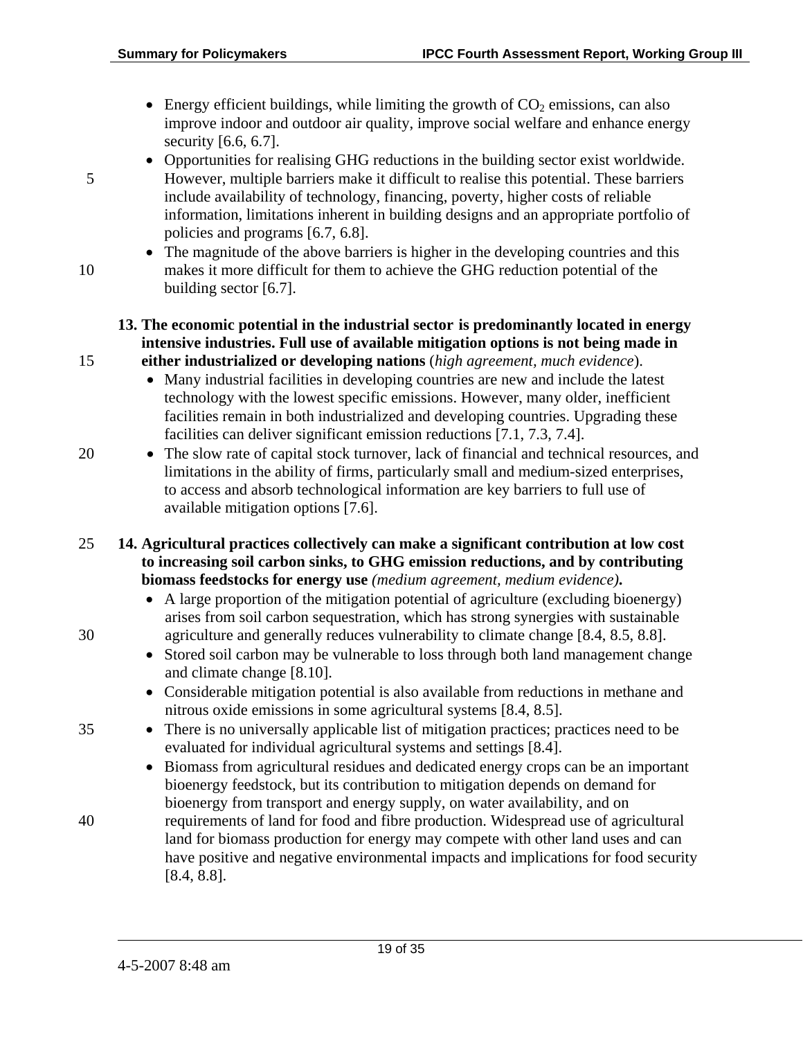- Energy efficient buildings, while limiting the growth of $CO_2$ emissions, can also improve indoor and outdoor air quality, improve social welfare and enhance energy security [6.6, 6.7].
- Opportunities for realising GHG reductions in the building sector exist worldwide. However, multiple barriers make it difficult to realise this potential. These barriers include availability of technology, financing, poverty, higher costs of reliable information, limitations inherent in building designs and an appropriate portfolio of policies and programs [6.7, 6.8].
- The magnitude of the above barriers is higher in the developing countries and this makes it more difficult for them to achieve the GHG reduction potential of the building sector [6.7].

**13. The economic potential in the industrial sector is predominantly located in energy intensive industries. Full use of available mitigation options is not being made in either industrialized or developing nations** (*high agreement, much evidence*).

- Many industrial facilities in developing countries are new and include the latest technology with the lowest specific emissions. However, many older, inefficient facilities remain in both industrialized and developing countries. Upgrading these facilities can deliver significant emission reductions [7.1, 7.3, 7.4].
- The slow rate of capital stock turnover, lack of financial and technical resources, and limitations in the ability of firms, particularly small and medium-sized enterprises, to access and absorb technological information are key barriers to full use of available mitigation options [7.6].

**14. Agricultural practices collectively can make a significant contribution at low cost to increasing soil carbon sinks, to GHG emission reductions, and by contributing biomass feedstocks for energy use** *(medium agreement, medium evidence)***.**

- A large proportion of the mitigation potential of agriculture (excluding bioenergy) arises from soil carbon sequestration, which has strong synergies with sustainable agriculture and generally reduces vulnerability to climate change [8.4, 8.5, 8.8].
- Stored soil carbon may be vulnerable to loss through both land management change and climate change [8.10].
- Considerable mitigation potential is also available from reductions in methane and nitrous oxide emissions in some agricultural systems [8.4, 8.5].
- There is no universally applicable list of mitigation practices; practices need to be evaluated for individual agricultural systems and settings [8.4].
- Biomass from agricultural residues and dedicated energy crops can be an important bioenergy feedstock, but its contribution to mitigation depends on demand for bioenergy from transport and energy supply, on water availability, and on requirements of land for food and fibre production. Widespread use of agricultural land for biomass production for energy may compete with other land uses and can have positive and negative environmental impacts and implications for food security [8.4, 8.8].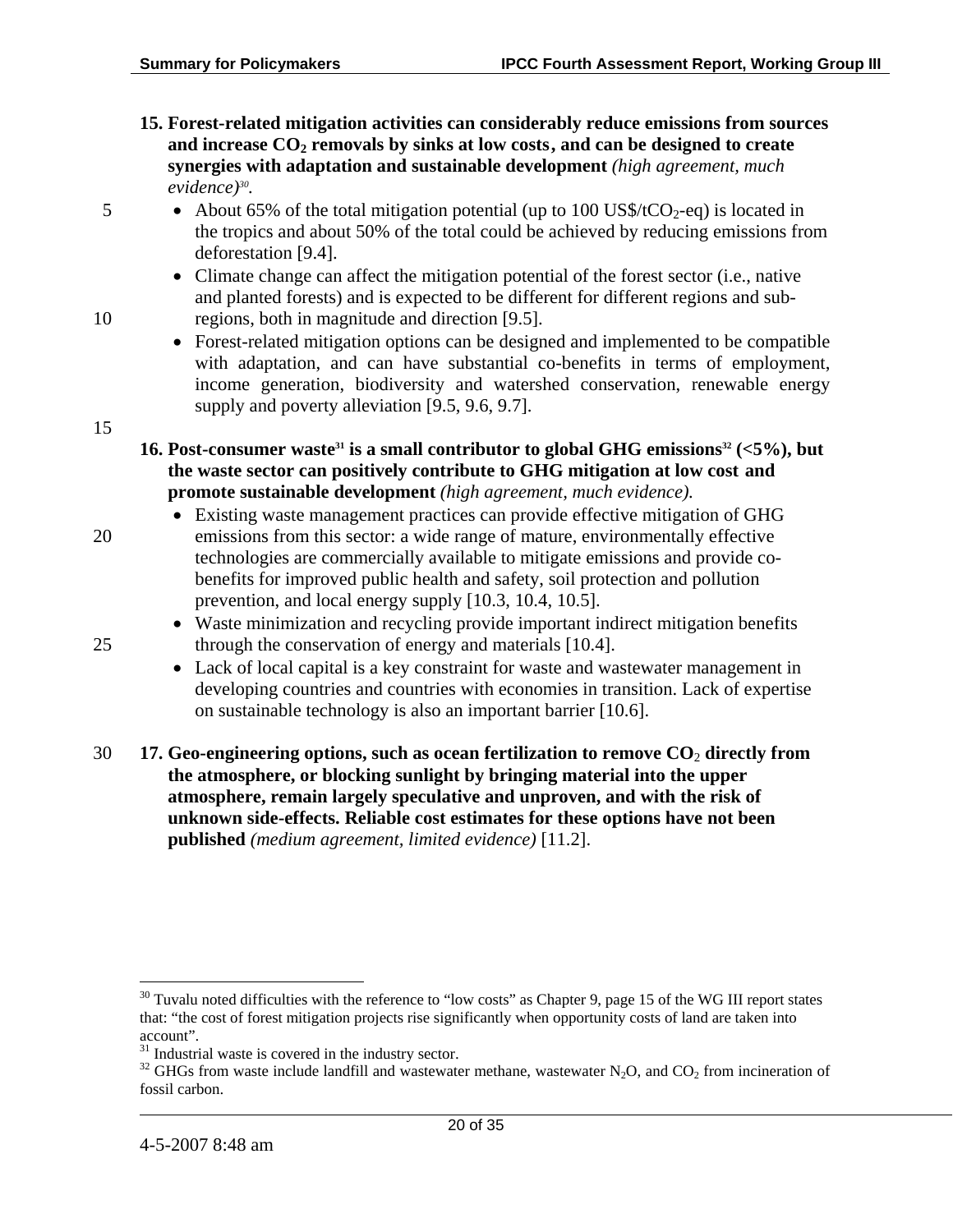**15. Forest-related mitigation activities can considerably reduce emissions from sources and increase $CO_2$ removals by sinks at low costs, and can be designed to create synergies with adaptation and sustainable development** *(high agreement, much evidence)*[30].

- About 65% of the total mitigation potential (up to 100 US\$/t$CO_2$-eq) is located in the tropics and about 50% of the total could be achieved by reducing emissions from deforestation [9.4].
- Climate change can affect the mitigation potential of the forest sector (i.e., native and planted forests) and is expected to be different for different regions and sub-regions, both in magnitude and direction [9.5].
- Forest-related mitigation options can be designed and implemented to be compatible with adaptation, and can have substantial co-benefits in terms of employment, income generation, biodiversity and watershed conservation, renewable energy supply and poverty alleviation [9.5, 9.6, 9.7].

**16. Post-consumer waste[31] is a small contributor to global GHG emissions[32] (<5%), but the waste sector can positively contribute to GHG mitigation at low cost and promote sustainable development** *(high agreement, much evidence).*

- Existing waste management practices can provide effective mitigation of GHG emissions from this sector: a wide range of mature, environmentally effective technologies are commercially available to mitigate emissions and provide co-benefits for improved public health and safety, soil protection and pollution prevention, and local energy supply [10.3, 10.4, 10.5].
- Waste minimization and recycling provide important indirect mitigation benefits through the conservation of energy and materials [10.4].
- Lack of local capital is a key constraint for waste and wastewater management in developing countries and countries with economies in transition. Lack of expertise on sustainable technology is also an important barrier [10.6].

**17. Geo-engineering options, such as ocean fertilization to remove $CO_2$ directly from the atmosphere, or blocking sunlight by bringing material into the upper atmosphere, remain largely speculative and unproven, and with the risk of unknown side-effects. Reliable cost estimates for these options have not been published** *(medium agreement, limited evidence)* [11.2].

---

[30] Tuvalu noted difficulties with the reference to "low costs" as Chapter 9, page 15 of the WG III report states that: "the cost of forest mitigation projects rise significantly when opportunity costs of land are taken into account".

[31] Industrial waste is covered in the industry sector.

[32] GHGs from waste include landfill and wastewater methane, wastewater $N_2O$, and $CO_2$ from incineration of fossil carbon.

4-5-2007 8:48 am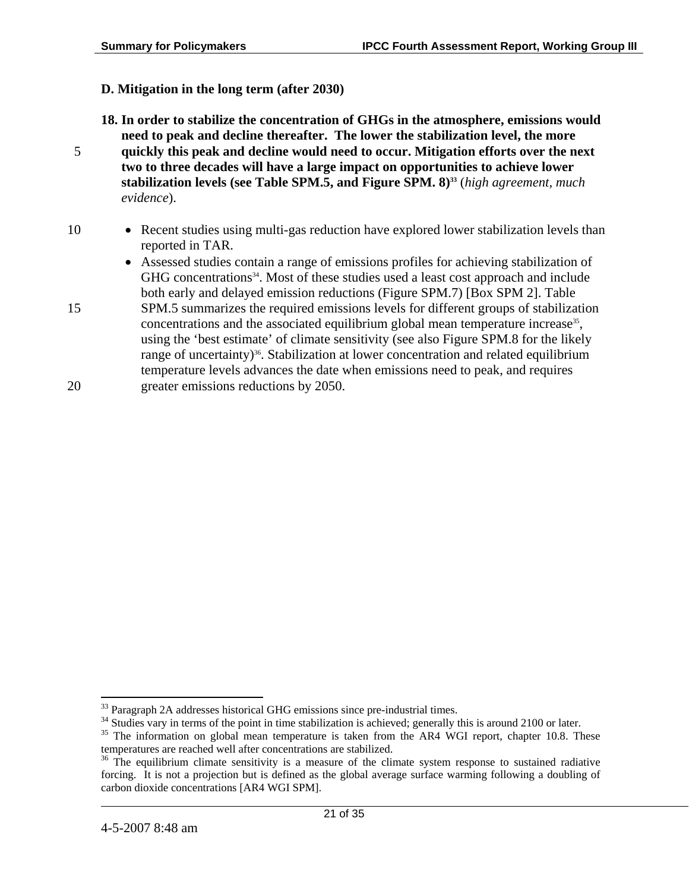## D. Mitigation in the long term (after 2030)

**18. In order to stabilize the concentration of GHGs in the atmosphere, emissions would need to peak and decline thereafter. The lower the stabilization level, the more quickly this peak and decline would need to occur. Mitigation efforts over the next two to three decades will have a large impact on opportunities to achieve lower stabilization levels (see Table SPM.5, and Figure SPM. 8)**[33] (*high agreement, much evidence*).

- Recent studies using multi-gas reduction have explored lower stabilization levels than reported in TAR.
- Assessed studies contain a range of emissions profiles for achieving stabilization of GHG concentrations[34]. Most of these studies used a least cost approach and include both early and delayed emission reductions (Figure SPM.7) [Box SPM 2]. Table SPM.5 summarizes the required emissions levels for different groups of stabilization concentrations and the associated equilibrium global mean temperature increase[35], using the 'best estimate' of climate sensitivity (see also Figure SPM.8 for the likely range of uncertainty)[36]. Stabilization at lower concentration and related equilibrium temperature levels advances the date when emissions need to peak, and requires greater emissions reductions by 2050.

---

[33] Paragraph 2A addresses historical GHG emissions since pre-industrial times.

[34] Studies vary in terms of the point in time stabilization is achieved; generally this is around 2100 or later.

[35] The information on global mean temperature is taken from the AR4 WGI report, chapter 10.8. These temperatures are reached well after concentrations are stabilized.

[36] The equilibrium climate sensitivity is a measure of the climate system response to sustained radiative forcing. It is not a projection but is defined as the global average surface warming following a doubling of carbon dioxide concentrations [AR4 WGI SPM].

4-5-2007 8:48 am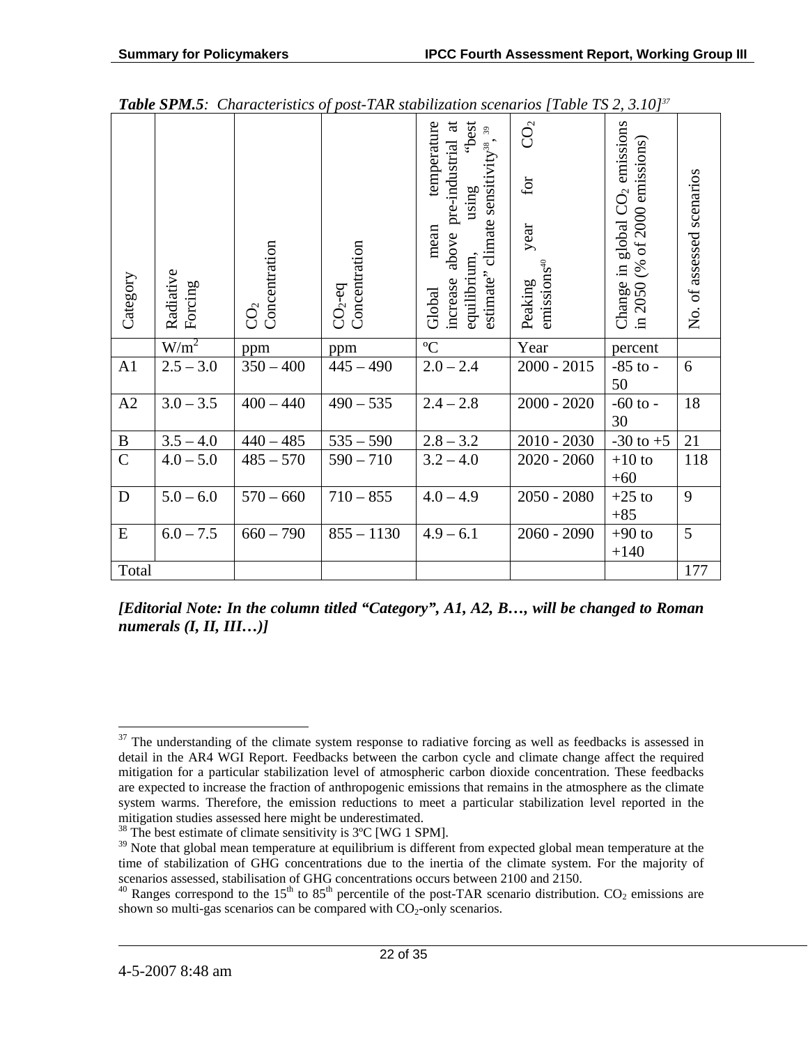***Table SPM.5**: Characteristics of post-TAR stabilization scenarios [Table TS 2, 3.10]*[37]

| Category | Radiative Forcing | $CO_2$ Concentration | $CO_2$-eq Concentration | Global mean temperature increase above pre-industrial at equilibrium, using "best estimate" climate sensitivity[38], [39] | Peaking year for $CO_2$ emissions[40] | Change in global $CO_2$ emissions in 2050 (% of 2000 emissions) | No. of assessed scenarios |
|---|---|---|---|---|---|---|---|
| | $W/m^2$ | ppm | ppm | ºC | Year | percent | |
| A1 | 2.5 – 3.0 | 350 – 400 | 445 – 490 | 2.0 – 2.4 | 2000 - 2015 | -85 to -50 | 6 |
| A2 | 3.0 – 3.5 | 400 – 440 | 490 – 535 | 2.4 – 2.8 | 2000 - 2020 | -60 to -30 | 18 |
| B | 3.5 – 4.0 | 440 – 485 | 535 – 590 | 2.8 – 3.2 | 2010 - 2030 | -30 to +5 | 21 |
| C | 4.0 – 5.0 | 485 – 570 | 590 – 710 | 3.2 – 4.0 | 2020 - 2060 | +10 to +60 | 118 |
| D | 5.0 – 6.0 | 570 – 660 | 710 – 855 | 4.0 – 4.9 | 2050 - 2080 | +25 to +85 | 9 |
| E | 6.0 – 7.5 | 660 – 790 | 855 – 1130 | 4.9 – 6.1 | 2060 - 2090 | +90 to +140 | 5 |
| Total | | | | | | | 177 |

***[Editorial Note: In the column titled "Category", A1, A2, B…, will be changed to Roman numerals (I, II, III…)]***

[37] The understanding of the climate system response to radiative forcing as well as feedbacks is assessed in detail in the AR4 WGI Report. Feedbacks between the carbon cycle and climate change affect the required mitigation for a particular stabilization level of atmospheric carbon dioxide concentration. These feedbacks are expected to increase the fraction of anthropogenic emissions that remains in the atmosphere as the climate system warms. Therefore, the emission reductions to meet a particular stabilization level reported in the mitigation studies assessed here might be underestimated.

[38] The best estimate of climate sensitivity is 3ºC [WG 1 SPM].

[39] Note that global mean temperature at equilibrium is different from expected global mean temperature at the time of stabilization of GHG concentrations due to the inertia of the climate system. For the majority of scenarios assessed, stabilisation of GHG concentrations occurs between 2100 and 2150.

[40] Ranges correspond to the 15th to 85th percentile of the post-TAR scenario distribution. $CO_2$ emissions are shown so multi-gas scenarios can be compared with $CO_2$-only scenarios.

4-5-2007 8:48 am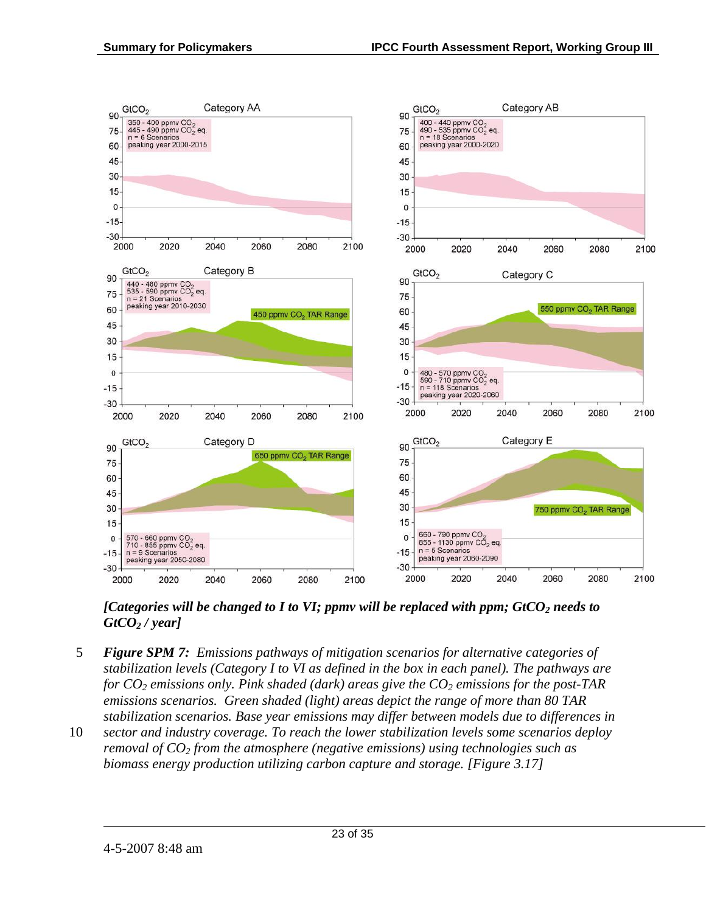*[Categories will be changed to I to VI; ppmv will be replaced with ppm; $GtCO_2$ needs to $GtCO_2$ / year]*

***Figure SPM 7:*** *Emissions pathways of mitigation scenarios for alternative categories of stabilization levels (Category I to VI as defined in the box in each panel). The pathways are for $CO_2$ emissions only. Pink shaded (dark) areas give the $CO_2$ emissions for the post-TAR emissions scenarios. Green shaded (light) areas depict the range of more than 80 TAR stabilization scenarios. Base year emissions may differ between models due to differences in sector and industry coverage. To reach the lower stabilization levels some scenarios deploy removal of $CO_2$ from the atmosphere (negative emissions) using technologies such as biomass energy production utilizing carbon capture and storage. [Figure 3.17]*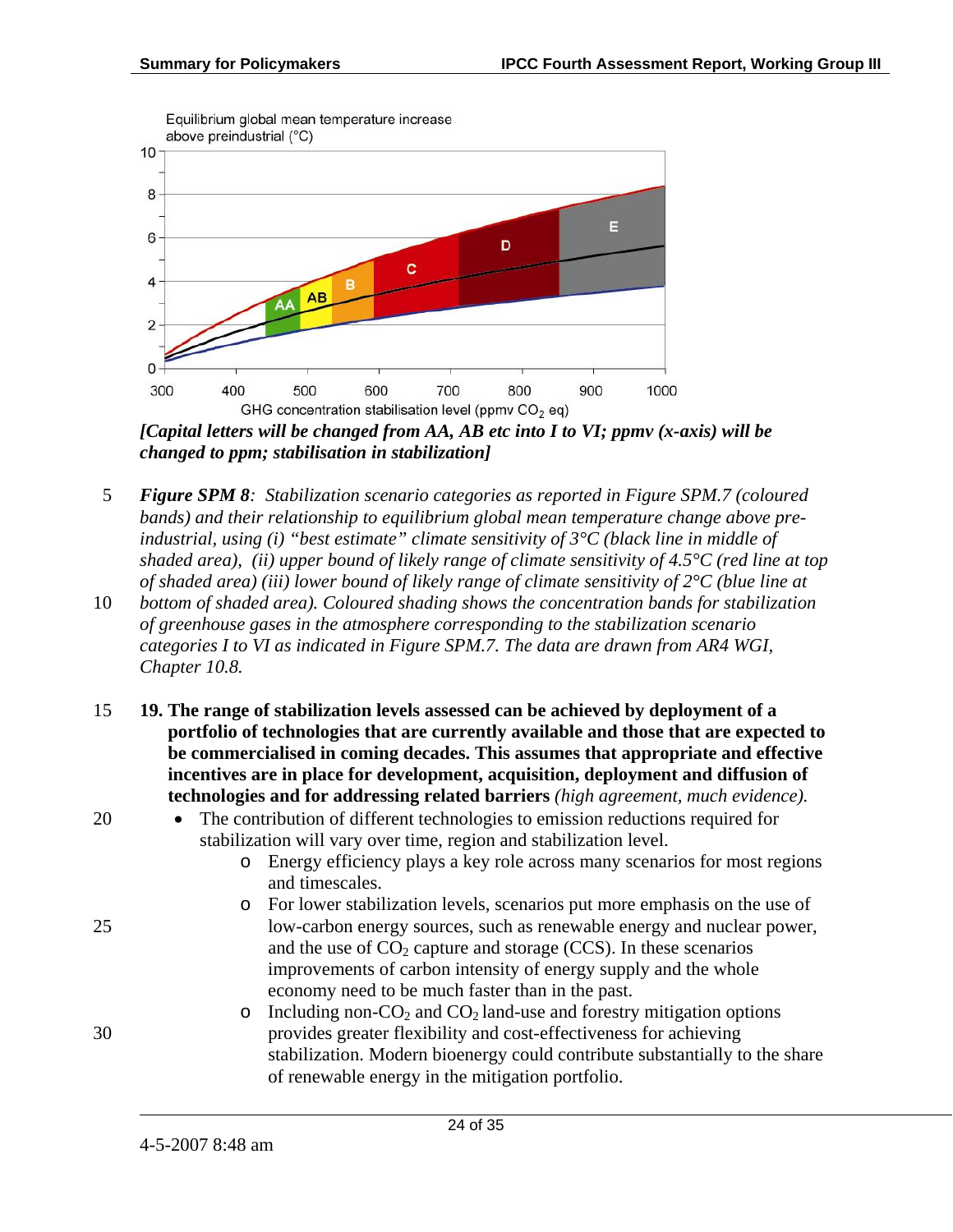*[Capital letters will be changed from AA, AB etc into I to VI; ppmv (x-axis) will be changed to ppm; stabilisation in stabilization]*

***Figure SPM 8**: Stabilization scenario categories as reported in Figure SPM.7 (coloured bands) and their relationship to equilibrium global mean temperature change above pre-industrial, using (i) "best estimate" climate sensitivity of 3°C (black line in middle of shaded area), (ii) upper bound of likely range of climate sensitivity of 4.5°C (red line at top of shaded area) (iii) lower bound of likely range of climate sensitivity of 2°C (blue line at bottom of shaded area). Coloured shading shows the concentration bands for stabilization of greenhouse gases in the atmosphere corresponding to the stabilization scenario categories I to VI as indicated in Figure SPM.7. The data are drawn from AR4 WGI, Chapter 10.8.*

**19. The range of stabilization levels assessed can be achieved by deployment of a portfolio of technologies that are currently available and those that are expected to be commercialised in coming decades. This assumes that appropriate and effective incentives are in place for development, acquisition, deployment and diffusion of technologies and for addressing related barriers** *(high agreement, much evidence).*

- The contribution of different technologies to emission reductions required for stabilization will vary over time, region and stabilization level.
  - Energy efficiency plays a key role across many scenarios for most regions and timescales.
  - For lower stabilization levels, scenarios put more emphasis on the use of low-carbon energy sources, such as renewable energy and nuclear power, and the use of $CO_2$ capture and storage (CCS). In these scenarios improvements of carbon intensity of energy supply and the whole economy need to be much faster than in the past.
  - Including non-$CO_2$ and $CO_2$ land-use and forestry mitigation options provides greater flexibility and cost-effectiveness for achieving stabilization. Modern bioenergy could contribute substantially to the share of renewable energy in the mitigation portfolio.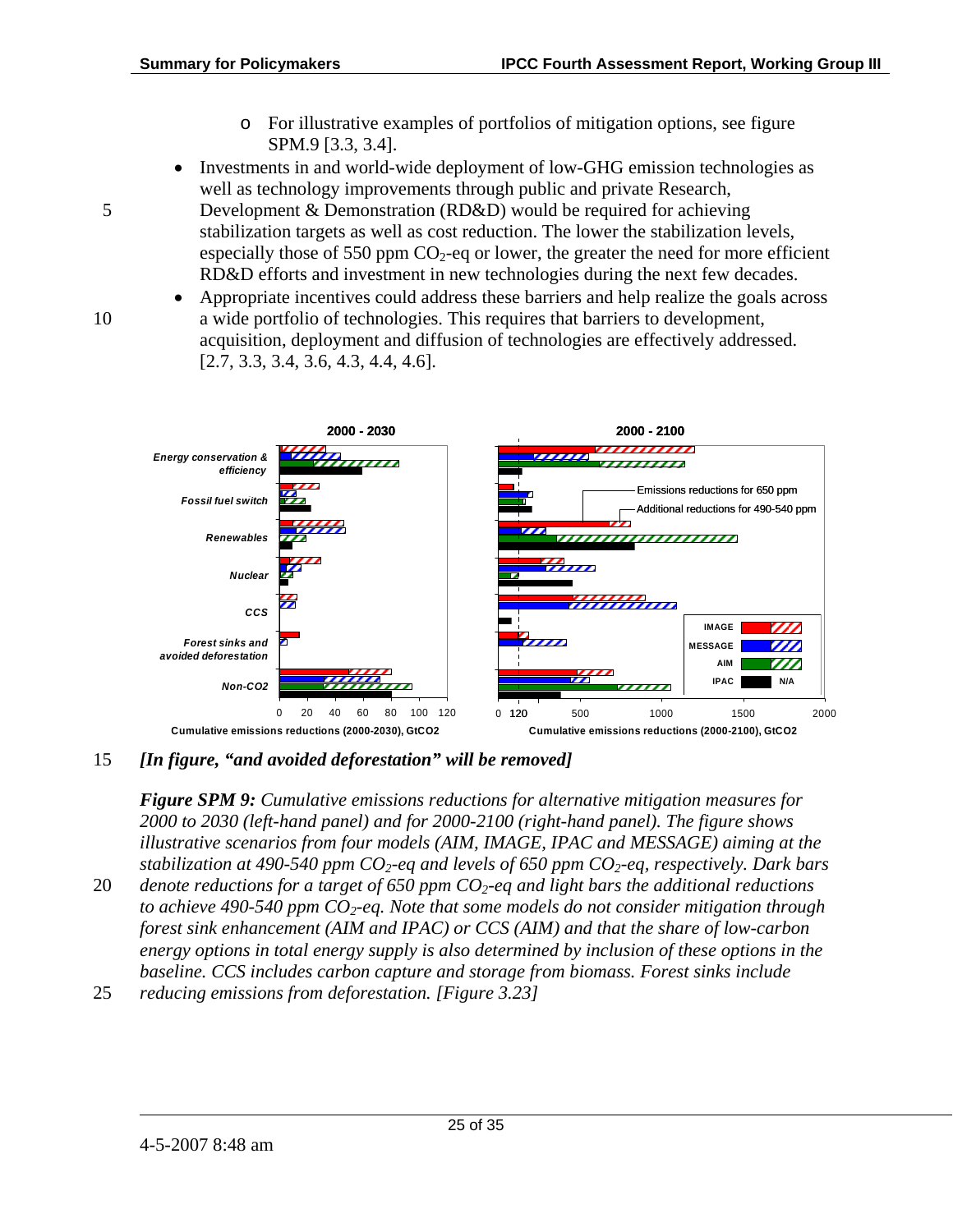- For illustrative examples of portfolios of mitigation options, see figure SPM.9 [3.3, 3.4].

- Investments in and world-wide deployment of low-GHG emission technologies as well as technology improvements through public and private Research, Development & Demonstration (RD&D) would be required for achieving stabilization targets as well as cost reduction. The lower the stabilization levels, especially those of 550 ppm $CO_2$-eq or lower, the greater the need for more efficient RD&D efforts and investment in new technologies during the next few decades.
- Appropriate incentives could address these barriers and help realize the goals across a wide portfolio of technologies. This requires that barriers to development, acquisition, deployment and diffusion of technologies are effectively addressed. [2.7, 3.3, 3.4, 3.6, 4.3, 4.4, 4.6].

*[In figure, "and avoided deforestation" will be removed]*

***Figure SPM 9:*** *Cumulative emissions reductions for alternative mitigation measures for 2000 to 2030 (left-hand panel) and for 2000-2100 (right-hand panel). The figure shows illustrative scenarios from four models (AIM, IMAGE, IPAC and MESSAGE) aiming at the stabilization at 490-540 ppm $CO_2$-eq and levels of 650 ppm $CO_2$-eq, respectively. Dark bars denote reductions for a target of 650 ppm $CO_2$-eq and light bars the additional reductions to achieve 490-540 ppm $CO_2$-eq. Note that some models do not consider mitigation through forest sink enhancement (AIM and IPAC) or CCS (AIM) and that the share of low-carbon energy options in total energy supply is also determined by inclusion of these options in the baseline. CCS includes carbon capture and storage from biomass. Forest sinks include reducing emissions from deforestation. [Figure 3.23]*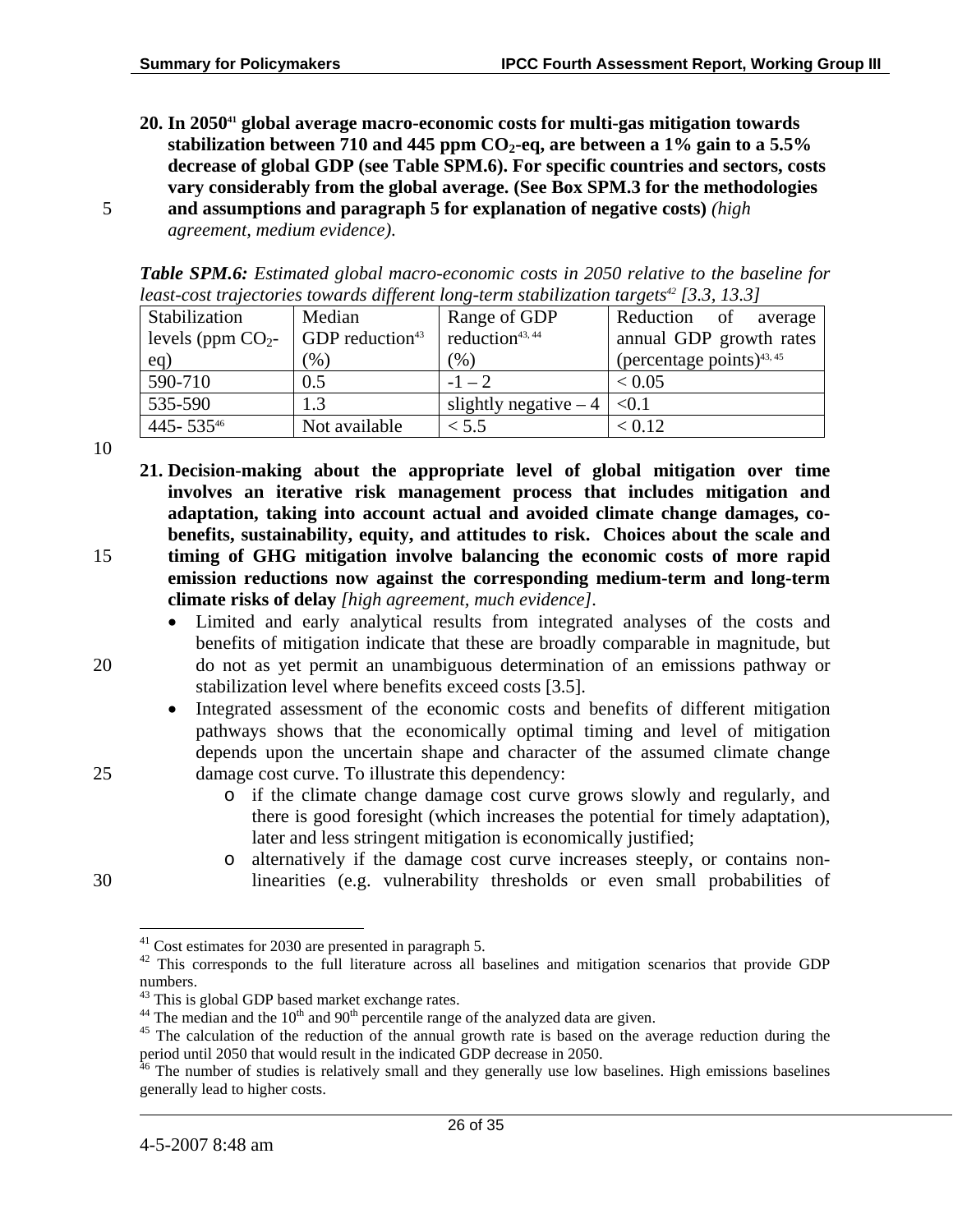**20. In 2050[41] global average macro-economic costs for multi-gas mitigation towards stabilization between 710 and 445 ppm $CO_2$-eq, are between a 1% gain to a 5.5% decrease of global GDP (see Table SPM.6). For specific countries and sectors, costs vary considerably from the global average. (See Box SPM.3 for the methodologies and assumptions and paragraph 5 for explanation of negative costs)** *(high agreement, medium evidence)*.

***Table SPM.6:*** *Estimated global macro-economic costs in 2050 relative to the baseline for least-cost trajectories towards different long-term stabilization targets[42] [3.3, 13.3]*

| Stabilization levels (ppm $CO_2$-eq) | Median GDP reduction[43] (%) | Range of GDP reduction[43, 44] (%) | Reduction of average annual GDP growth rates (percentage points)[43, 45] |
|---|---|---|---|
| 590-710 | 0.5 | -1 – 2 | < 0.05 |
| 535-590 | 1.3 | slightly negative – 4 | <0.1 |
| 445- 535[46] | Not available | < 5.5 | < 0.12 |

**21. Decision-making about the appropriate level of global mitigation over time involves an iterative risk management process that includes mitigation and adaptation, taking into account actual and avoided climate change damages, co-benefits, sustainability, equity, and attitudes to risk. Choices about the scale and timing of GHG mitigation involve balancing the economic costs of more rapid emission reductions now against the corresponding medium-term and long-term climate risks of delay** *[high agreement, much evidence]*.

- Limited and early analytical results from integrated analyses of the costs and benefits of mitigation indicate that these are broadly comparable in magnitude, but do not as yet permit an unambiguous determination of an emissions pathway or stabilization level where benefits exceed costs [3.5].
- Integrated assessment of the economic costs and benefits of different mitigation pathways shows that the economically optimal timing and level of mitigation depends upon the uncertain shape and character of the assumed climate change damage cost curve. To illustrate this dependency:
  - if the climate change damage cost curve grows slowly and regularly, and there is good foresight (which increases the potential for timely adaptation), later and less stringent mitigation is economically justified;
  - alternatively if the damage cost curve increases steeply, or contains non-linearities (e.g. vulnerability thresholds or even small probabilities of

---

[41] Cost estimates for 2030 are presented in paragraph 5.

[42] This corresponds to the full literature across all baselines and mitigation scenarios that provide GDP numbers.

[43] This is global GDP based market exchange rates.

[44] The median and the 10th and 90th percentile range of the analyzed data are given.

[45] The calculation of the reduction of the annual growth rate is based on the average reduction during the period until 2050 that would result in the indicated GDP decrease in 2050.

[46] The number of studies is relatively small and they generally use low baselines. High emissions baselines generally lead to higher costs.

4-5-2007 8:48 am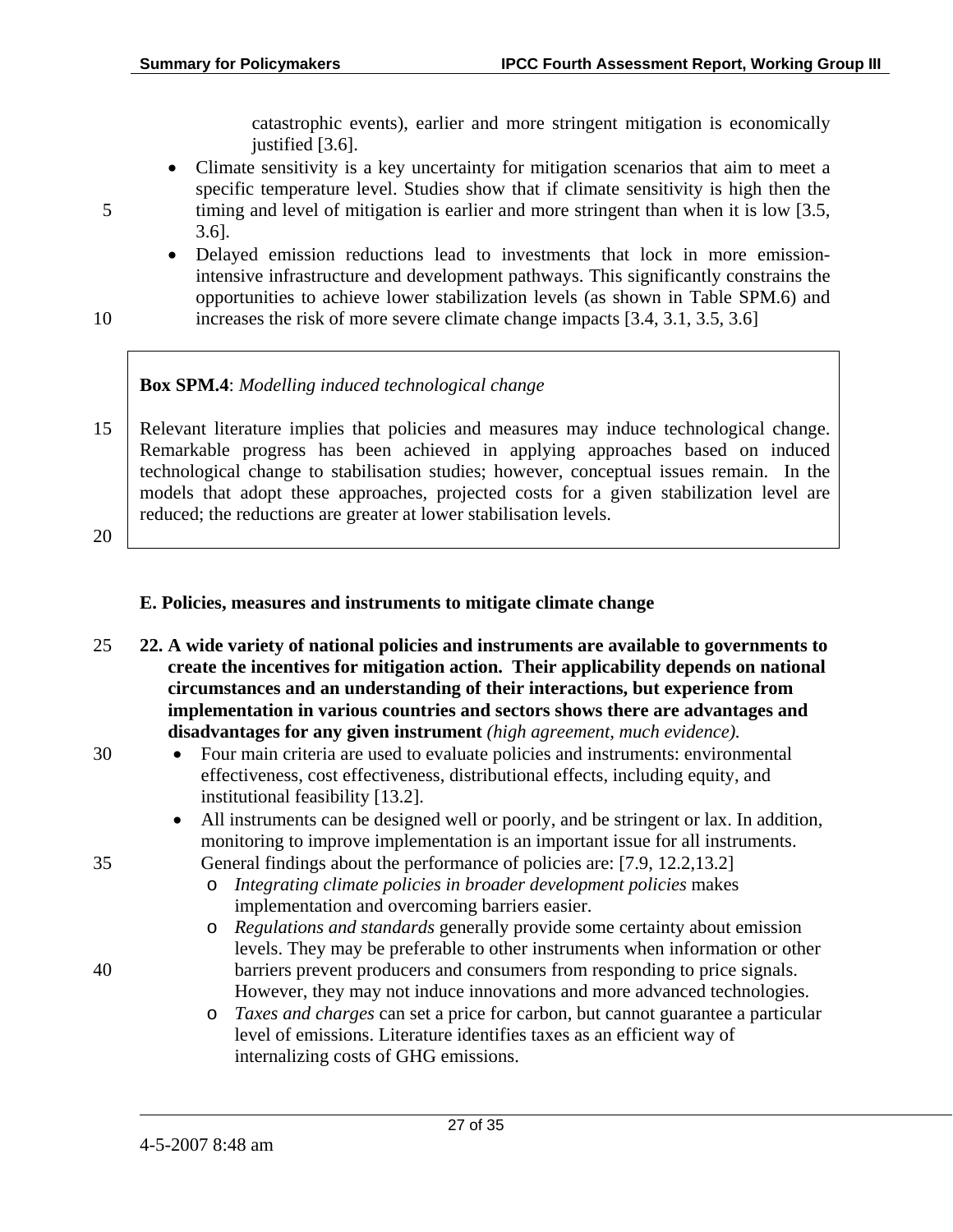catastrophic events), earlier and more stringent mitigation is economically justified [3.6].

- Climate sensitivity is a key uncertainty for mitigation scenarios that aim to meet a specific temperature level. Studies show that if climate sensitivity is high then the timing and level of mitigation is earlier and more stringent than when it is low [3.5, 3.6].
- Delayed emission reductions lead to investments that lock in more emission-intensive infrastructure and development pathways. This significantly constrains the opportunities to achieve lower stabilization levels (as shown in Table SPM.6) and increases the risk of more severe climate change impacts [3.4, 3.1, 3.5, 3.6]

**Box SPM.4**: *Modelling induced technological change*

Relevant literature implies that policies and measures may induce technological change. Remarkable progress has been achieved in applying approaches based on induced technological change to stabilisation studies; however, conceptual issues remain. In the models that adopt these approaches, projected costs for a given stabilization level are reduced; the reductions are greater at lower stabilisation levels.

## E. Policies, measures and instruments to mitigate climate change

**22. A wide variety of national policies and instruments are available to governments to create the incentives for mitigation action. Their applicability depends on national circumstances and an understanding of their interactions, but experience from implementation in various countries and sectors shows there are advantages and disadvantages for any given instrument** *(high agreement, much evidence).*

- Four main criteria are used to evaluate policies and instruments: environmental effectiveness, cost effectiveness, distributional effects, including equity, and institutional feasibility [13.2].
- All instruments can be designed well or poorly, and be stringent or lax. In addition, monitoring to improve implementation is an important issue for all instruments. General findings about the performance of policies are: [7.9, 12.2,13.2]
  - *Integrating climate policies in broader development policies* makes implementation and overcoming barriers easier.
  - *Regulations and standards* generally provide some certainty about emission levels. They may be preferable to other instruments when information or other barriers prevent producers and consumers from responding to price signals. However, they may not induce innovations and more advanced technologies.
  - *Taxes and charges* can set a price for carbon, but cannot guarantee a particular level of emissions. Literature identifies taxes as an efficient way of internalizing costs of GHG emissions.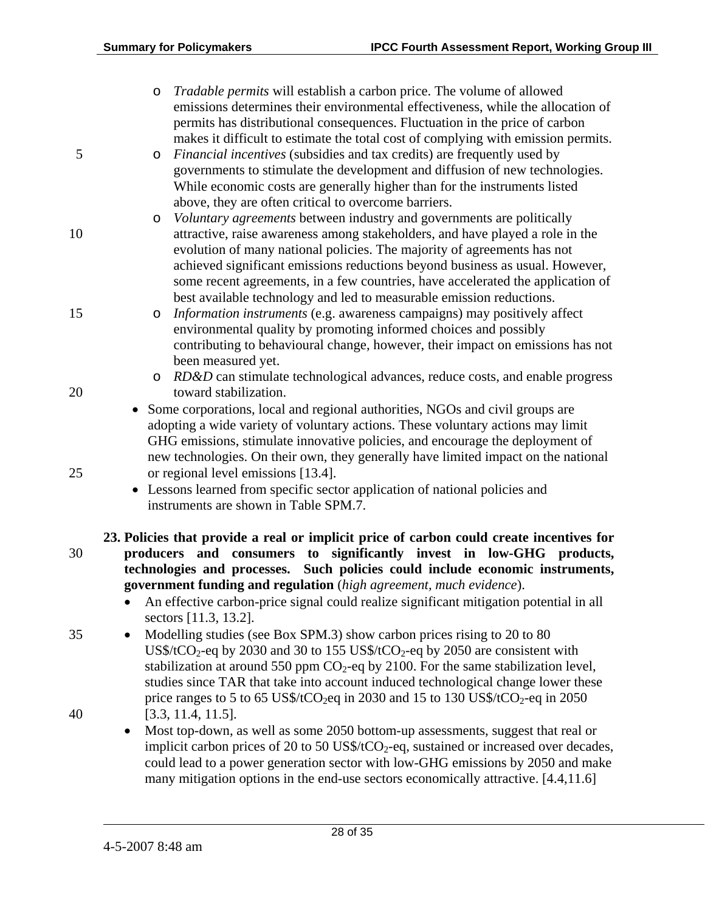- *Tradable permits* will establish a carbon price. The volume of allowed emissions determines their environmental effectiveness, while the allocation of permits has distributional consequences. Fluctuation in the price of carbon makes it difficult to estimate the total cost of complying with emission permits.
- *Financial incentives* (subsidies and tax credits) are frequently used by governments to stimulate the development and diffusion of new technologies. While economic costs are generally higher than for the instruments listed above, they are often critical to overcome barriers.
- *Voluntary agreements* between industry and governments are politically attractive, raise awareness among stakeholders, and have played a role in the evolution of many national policies. The majority of agreements has not achieved significant emissions reductions beyond business as usual. However, some recent agreements, in a few countries, have accelerated the application of best available technology and led to measurable emission reductions.
- *Information instruments* (e.g. awareness campaigns) may positively affect environmental quality by promoting informed choices and possibly contributing to behavioural change, however, their impact on emissions has not been measured yet.
- *RD&D* can stimulate technological advances, reduce costs, and enable progress toward stabilization.

- Some corporations, local and regional authorities, NGOs and civil groups are adopting a wide variety of voluntary actions. These voluntary actions may limit GHG emissions, stimulate innovative policies, and encourage the deployment of new technologies. On their own, they generally have limited impact on the national or regional level emissions [13.4].
- Lessons learned from specific sector application of national policies and instruments are shown in Table SPM.7.

**23. Policies that provide a real or implicit price of carbon could create incentives for producers and consumers to significantly invest in low-GHG products, technologies and processes. Such policies could include economic instruments, government funding and regulation** (*high agreement, much evidence*).

- An effective carbon-price signal could realize significant mitigation potential in all sectors [11.3, 13.2].
- Modelling studies (see Box SPM.3) show carbon prices rising to 20 to 80 US\$/t$CO_2$-eq by 2030 and 30 to 155 US\$/t$CO_2$-eq by 2050 are consistent with stabilization at around 550 ppm $CO_2$-eq by 2100. For the same stabilization level, studies since TAR that take into account induced technological change lower these price ranges to 5 to 65 US\$/t$CO_2$eq in 2030 and 15 to 130 US\$/t$CO_2$-eq in 2050 [3.3, 11.4, 11.5].
- Most top-down, as well as some 2050 bottom-up assessments, suggest that real or implicit carbon prices of 20 to 50 US\$/t$CO_2$-eq, sustained or increased over decades, could lead to a power generation sector with low-GHG emissions by 2050 and make many mitigation options in the end-use sectors economically attractive. [4.4,11.6]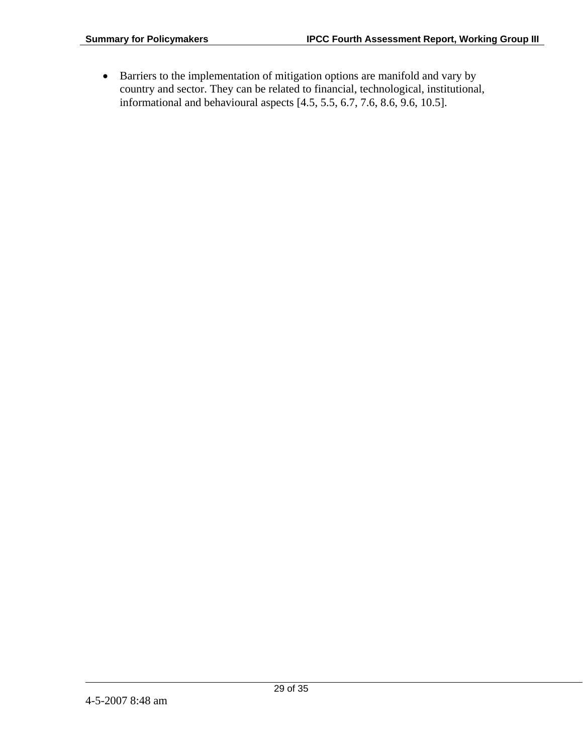- Barriers to the implementation of mitigation options are manifold and vary by country and sector. They can be related to financial, technological, institutional, informational and behavioural aspects [4.5, 5.5, 6.7, 7.6, 8.6, 9.6, 10.5].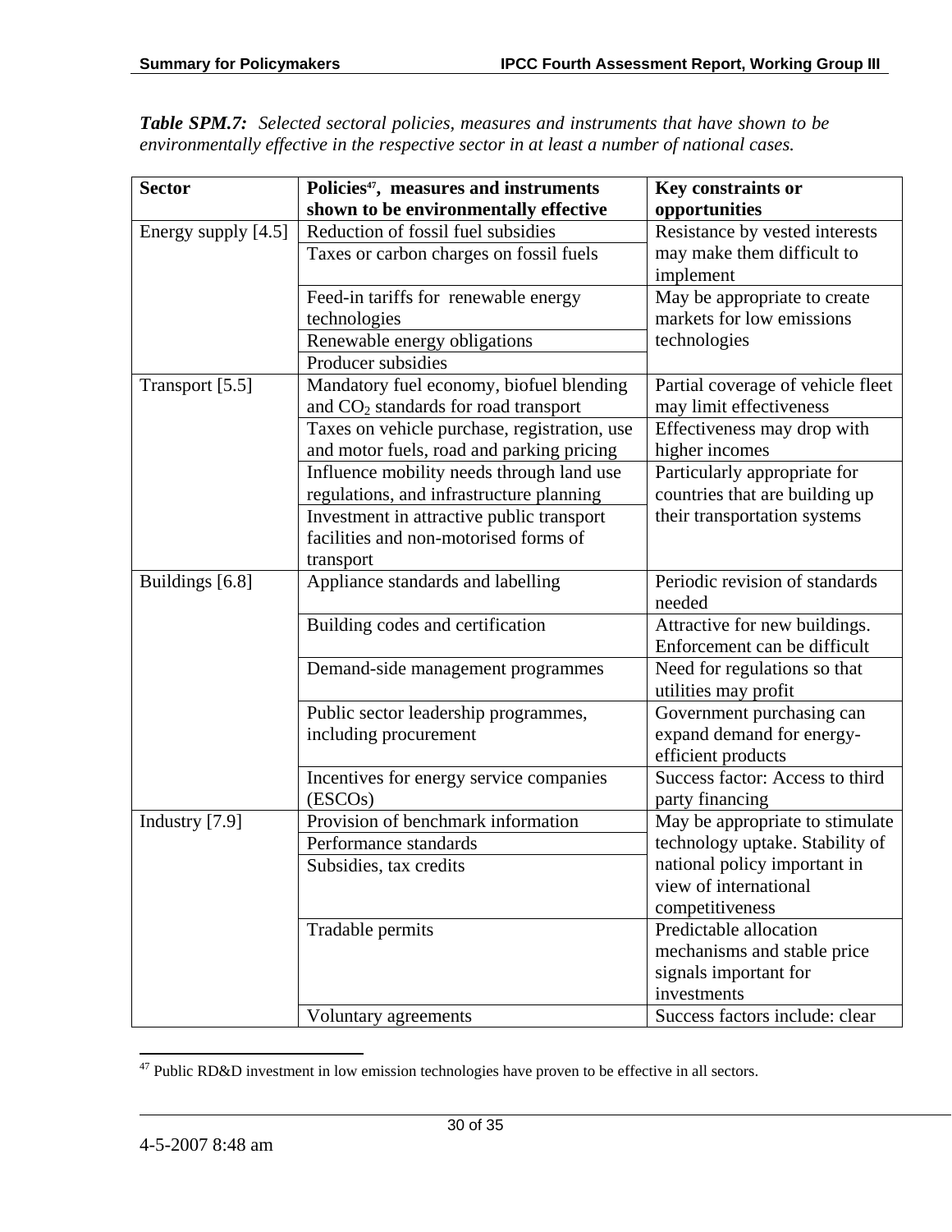***Table SPM.7:*** *Selected sectoral policies, measures and instruments that have shown to be environmentally effective in the respective sector in at least a number of national cases.*

| Sector | Policies[47], measures and instruments shown to be environmentally effective | Key constraints or opportunities |
|---|---|---|
| Energy supply [4.5] | Reduction of fossil fuel subsidies | Resistance by vested interests may make them difficult to implement |
| | Taxes or carbon charges on fossil fuels | |
| | Feed-in tariffs for renewable energy technologies | May be appropriate to create markets for low emissions technologies |
| | Renewable energy obligations | |
| | Producer subsidies | |
| Transport [5.5] | Mandatory fuel economy, biofuel blending and $CO_2$ standards for road transport | Partial coverage of vehicle fleet may limit effectiveness |
| | Taxes on vehicle purchase, registration, use and motor fuels, road and parking pricing | Effectiveness may drop with higher incomes |
| | Influence mobility needs through land use regulations, and infrastructure planning | Particularly appropriate for countries that are building up their transportation systems |
| | Investment in attractive public transport facilities and non-motorised forms of transport | |
| Buildings [6.8] | Appliance standards and labelling | Periodic revision of standards needed |
| | Building codes and certification | Attractive for new buildings. Enforcement can be difficult |
| | Demand-side management programmes | Need for regulations so that utilities may profit |
| | Public sector leadership programmes, including procurement | Government purchasing can expand demand for energy-efficient products |
| | Incentives for energy service companies (ESCOs) | Success factor: Access to third party financing |
| Industry [7.9] | Provision of benchmark information | May be appropriate to stimulate technology uptake. Stability of national policy important in view of international competitiveness |
| | Performance standards | |
| | Subsidies, tax credits | |
| | Tradable permits | Predictable allocation mechanisms and stable price signals important for investments |
| | Voluntary agreements | Success factors include: clear |

[47] Public RD&D investment in low emission technologies have proven to be effective in all sectors.

4-5-2007 8:48 am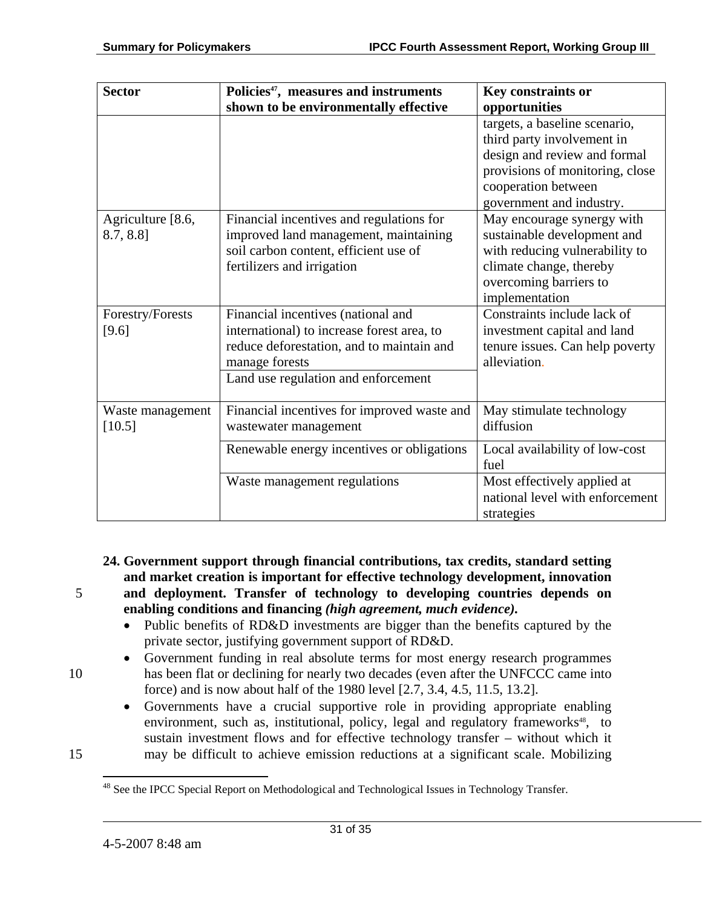| Sector | Policies[47], measures and instruments shown to be environmentally effective | Key constraints or opportunities |
| --- | --- | --- |
| | | targets, a baseline scenario, third party involvement in design and review and formal provisions of monitoring, close cooperation between government and industry. |
| Agriculture [8.6, 8.7, 8.8] | Financial incentives and regulations for improved land management, maintaining soil carbon content, efficient use of fertilizers and irrigation | May encourage synergy with sustainable development and with reducing vulnerability to climate change, thereby overcoming barriers to implementation |
| Forestry/Forests [9.6] | Financial incentives (national and international) to increase forest area, to reduce deforestation, and to maintain and manage forests | Constraints include lack of investment capital and land tenure issues. Can help poverty alleviation. |
| | Land use regulation and enforcement | |
| Waste management [10.5] | Financial incentives for improved waste and wastewater management | May stimulate technology diffusion |
| | Renewable energy incentives or obligations | Local availability of low-cost fuel |
| | Waste management regulations | Most effectively applied at national level with enforcement strategies |

**24. Government support through financial contributions, tax credits, standard setting and market creation is important for effective technology development, innovation and deployment. Transfer of technology to developing countries depends on enabling conditions and financing *(high agreement, much evidence)*.**

- Public benefits of RD&D investments are bigger than the benefits captured by the private sector, justifying government support of RD&D.
- Government funding in real absolute terms for most energy research programmes has been flat or declining for nearly two decades (even after the UNFCCC came into force) and is now about half of the 1980 level [2.7, 3.4, 4.5, 11.5, 13.2].
- Governments have a crucial supportive role in providing appropriate enabling environment, such as, institutional, policy, legal and regulatory frameworks[48], to sustain investment flows and for effective technology transfer – without which it may be difficult to achieve emission reductions at a significant scale. Mobilizing

[48] See the IPCC Special Report on Methodological and Technological Issues in Technology Transfer.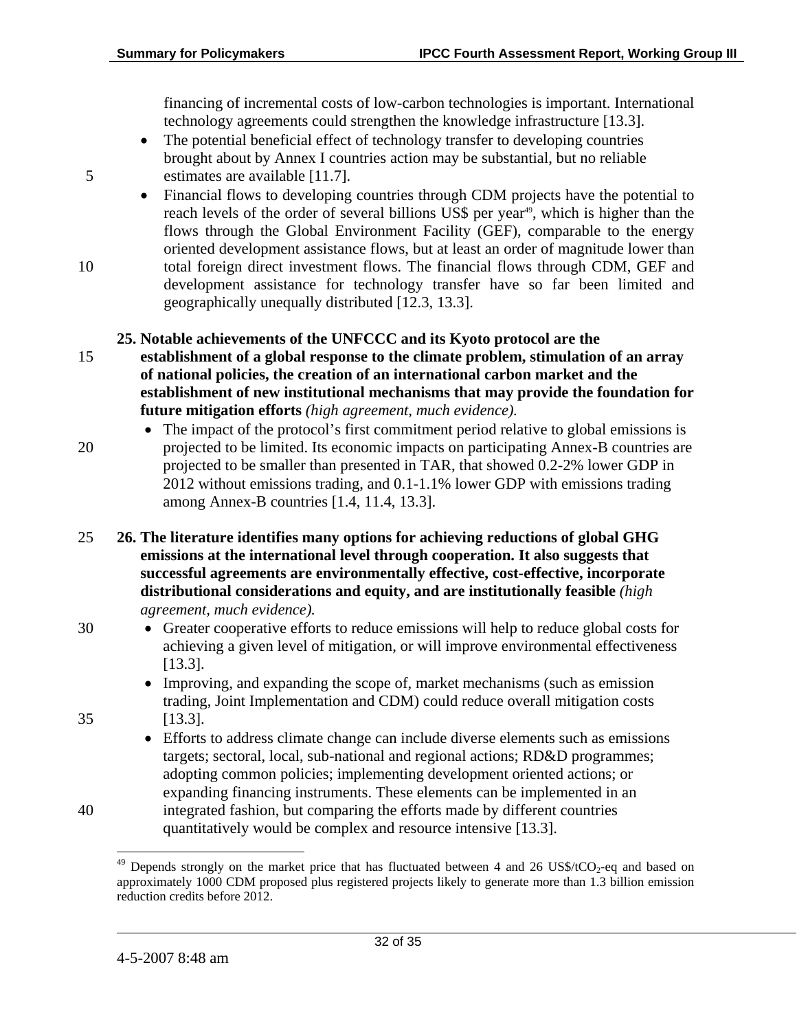financing of incremental costs of low-carbon technologies is important. International technology agreements could strengthen the knowledge infrastructure [13.3].

- The potential beneficial effect of technology transfer to developing countries brought about by Annex I countries action may be substantial, but no reliable estimates are available [11.7].
- Financial flows to developing countries through CDM projects have the potential to reach levels of the order of several billions US$ per year[49], which is higher than the flows through the Global Environment Facility (GEF), comparable to the energy oriented development assistance flows, but at least an order of magnitude lower than total foreign direct investment flows. The financial flows through CDM, GEF and development assistance for technology transfer have so far been limited and geographically unequally distributed [12.3, 13.3].

**25. Notable achievements of the UNFCCC and its Kyoto protocol are the establishment of a global response to the climate problem, stimulation of an array of national policies, the creation of an international carbon market and the establishment of new institutional mechanisms that may provide the foundation for future mitigation efforts** *(high agreement, much evidence).*

- The impact of the protocol's first commitment period relative to global emissions is projected to be limited. Its economic impacts on participating Annex-B countries are projected to be smaller than presented in TAR, that showed 0.2-2% lower GDP in 2012 without emissions trading, and 0.1-1.1% lower GDP with emissions trading among Annex-B countries [1.4, 11.4, 13.3].

**26. The literature identifies many options for achieving reductions of global GHG emissions at the international level through cooperation. It also suggests that successful agreements are environmentally effective, cost-effective, incorporate distributional considerations and equity, and are institutionally feasible** *(high agreement, much evidence).*

- Greater cooperative efforts to reduce emissions will help to reduce global costs for achieving a given level of mitigation, or will improve environmental effectiveness [13.3].
- Improving, and expanding the scope of, market mechanisms (such as emission trading, Joint Implementation and CDM) could reduce overall mitigation costs [13.3].
- Efforts to address climate change can include diverse elements such as emissions targets; sectoral, local, sub-national and regional actions; RD&D programmes; adopting common policies; implementing development oriented actions; or expanding financing instruments. These elements can be implemented in an integrated fashion, but comparing the efforts made by different countries quantitatively would be complex and resource intensive [13.3].

---

[49] Depends strongly on the market price that has fluctuated between 4 and 26 US\$/t$CO_2$-eq and based on approximately 1000 CDM proposed plus registered projects likely to generate more than 1.3 billion emission reduction credits before 2012.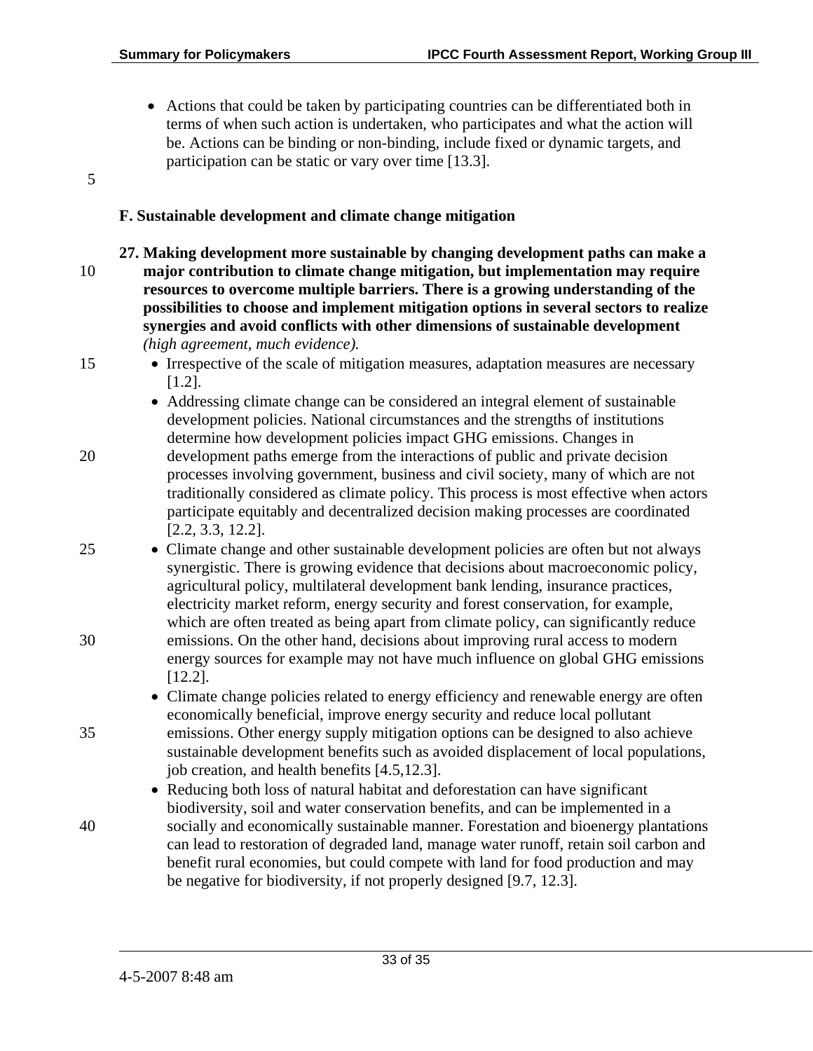- Actions that could be taken by participating countries can be differentiated both in terms of when such action is undertaken, who participates and what the action will be. Actions can be binding or non-binding, include fixed or dynamic targets, and participation can be static or vary over time [13.3].

## F. Sustainable development and climate change mitigation

**27. Making development more sustainable by changing development paths can make a major contribution to climate change mitigation, but implementation may require resources to overcome multiple barriers. There is a growing understanding of the possibilities to choose and implement mitigation options in several sectors to realize synergies and avoid conflicts with other dimensions of sustainable development** *(high agreement, much evidence).*

- Irrespective of the scale of mitigation measures, adaptation measures are necessary [1.2].
- Addressing climate change can be considered an integral element of sustainable development policies. National circumstances and the strengths of institutions determine how development policies impact GHG emissions. Changes in development paths emerge from the interactions of public and private decision processes involving government, business and civil society, many of which are not traditionally considered as climate policy. This process is most effective when actors participate equitably and decentralized decision making processes are coordinated [2.2, 3.3, 12.2].
- Climate change and other sustainable development policies are often but not always synergistic. There is growing evidence that decisions about macroeconomic policy, agricultural policy, multilateral development bank lending, insurance practices, electricity market reform, energy security and forest conservation, for example, which are often treated as being apart from climate policy, can significantly reduce emissions. On the other hand, decisions about improving rural access to modern energy sources for example may not have much influence on global GHG emissions [12.2].
- Climate change policies related to energy efficiency and renewable energy are often economically beneficial, improve energy security and reduce local pollutant emissions. Other energy supply mitigation options can be designed to also achieve sustainable development benefits such as avoided displacement of local populations, job creation, and health benefits [4.5,12.3].
- Reducing both loss of natural habitat and deforestation can have significant biodiversity, soil and water conservation benefits, and can be implemented in a socially and economically sustainable manner. Forestation and bioenergy plantations can lead to restoration of degraded land, manage water runoff, retain soil carbon and benefit rural economies, but could compete with land for food production and may be negative for biodiversity, if not properly designed [9.7, 12.3].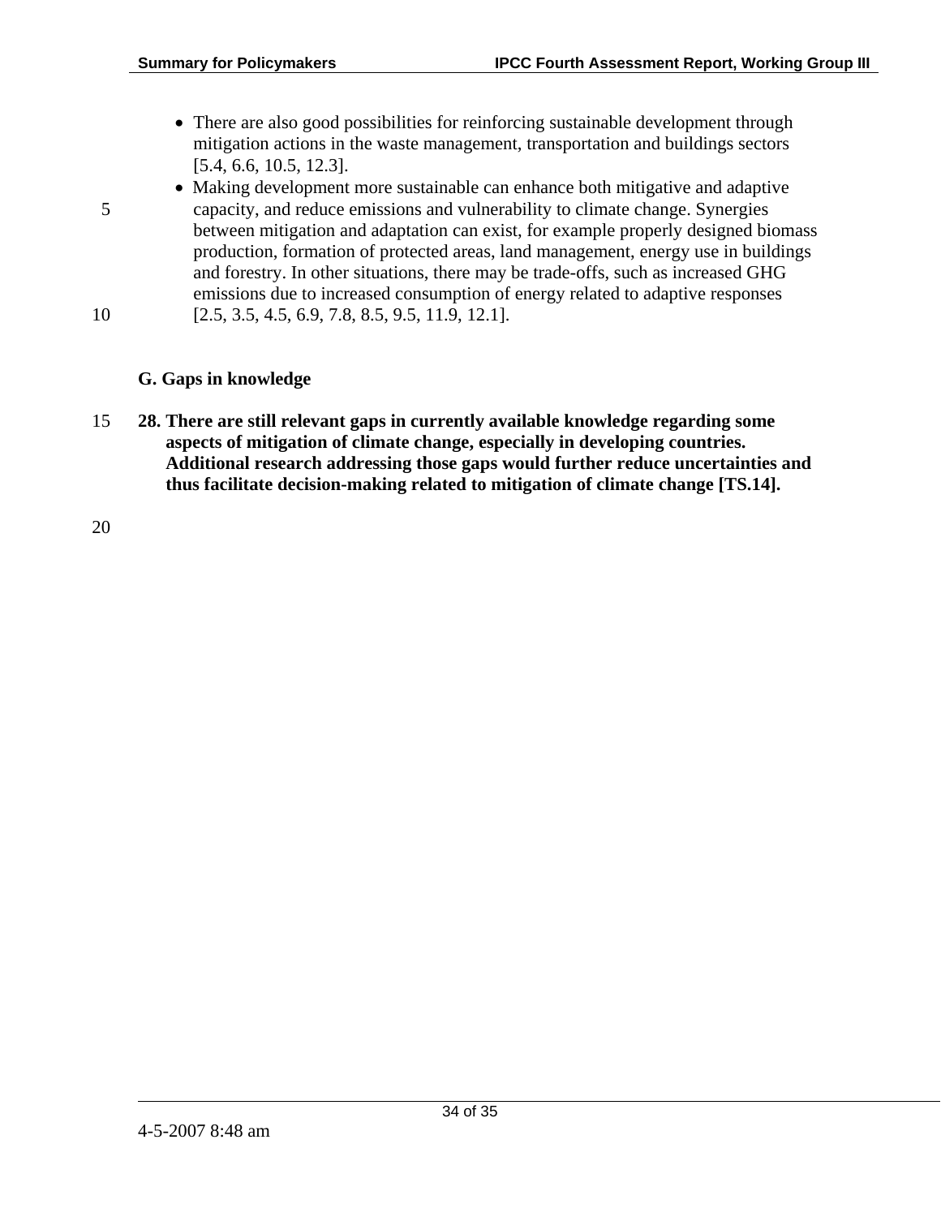- There are also good possibilities for reinforcing sustainable development through mitigation actions in the waste management, transportation and buildings sectors [5.4, 6.6, 10.5, 12.3].
- Making development more sustainable can enhance both mitigative and adaptive capacity, and reduce emissions and vulnerability to climate change. Synergies between mitigation and adaptation can exist, for example properly designed biomass production, formation of protected areas, land management, energy use in buildings and forestry. In other situations, there may be trade-offs, such as increased GHG emissions due to increased consumption of energy related to adaptive responses [2.5, 3.5, 4.5, 6.9, 7.8, 8.5, 9.5, 11.9, 12.1].

## G. Gaps in knowledge

**28. There are still relevant gaps in currently available knowledge regarding some aspects of mitigation of climate change, especially in developing countries. Additional research addressing those gaps would further reduce uncertainties and thus facilitate decision-making related to mitigation of climate change [TS.14].**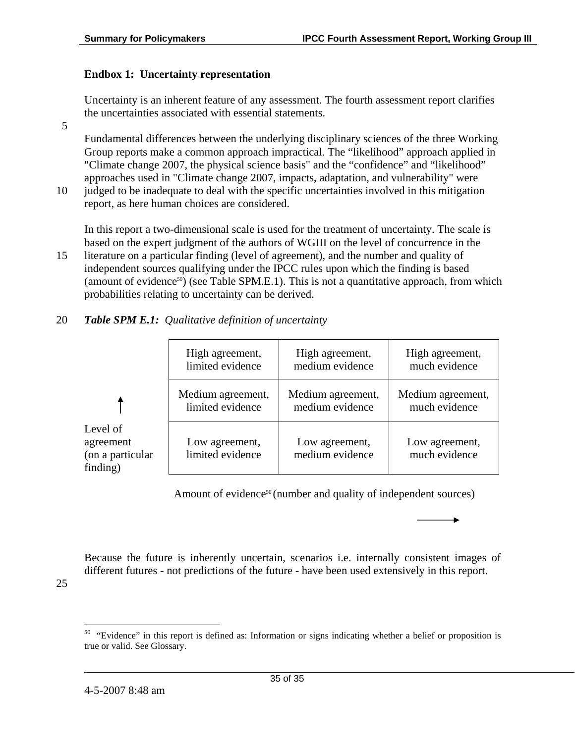### Endbox 1: Uncertainty representation

Uncertainty is an inherent feature of any assessment. The fourth assessment report clarifies the uncertainties associated with essential statements.

Fundamental differences between the underlying disciplinary sciences of the three Working Group reports make a common approach impractical. The "likelihood" approach applied in "Climate change 2007, the physical science basis" and the "confidence" and "likelihood" approaches used in "Climate change 2007, impacts, adaptation, and vulnerability" were judged to be inadequate to deal with the specific uncertainties involved in this mitigation report, as here human choices are considered.

In this report a two-dimensional scale is used for the treatment of uncertainty. The scale is based on the expert judgment of the authors of WGIII on the level of concurrence in the literature on a particular finding (level of agreement), and the number and quality of independent sources qualifying under the IPCC rules upon which the finding is based (amount of evidence[50]) (see Table SPM.E.1). This is not a quantitative approach, from which probabilities relating to uncertainty can be derived.

***Table SPM E.1:*** *Qualitative definition of uncertainty*

| Level of agreement (on a particular finding) ↑ | | | |
|---|---|---|---|
| | High agreement, limited evidence | High agreement, medium evidence | High agreement, much evidence |
| | Medium agreement, limited evidence | Medium agreement, medium evidence | Medium agreement, much evidence |
| | Low agreement, limited evidence | Low agreement, medium evidence | Low agreement, much evidence |

Amount of evidence[50] (number and quality of independent sources) →

Because the future is inherently uncertain, scenarios i.e. internally consistent images of different futures - not predictions of the future - have been used extensively in this report.

[50] "Evidence" in this report is defined as: Information or signs indicating whether a belief or proposition is true or valid. See Glossary.